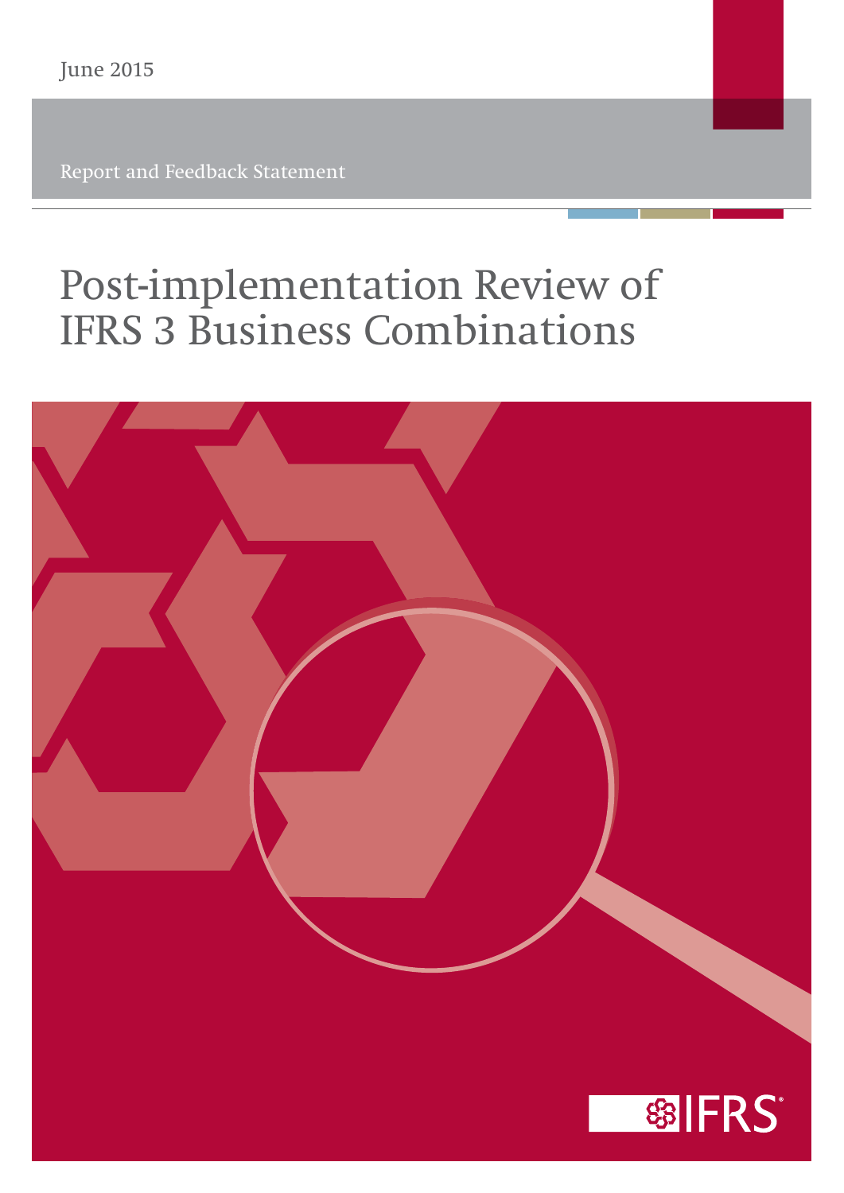June 2015

Report and Feedback Statement

# Post-implementation Review of IFRS 3 Business Combinations

IFRS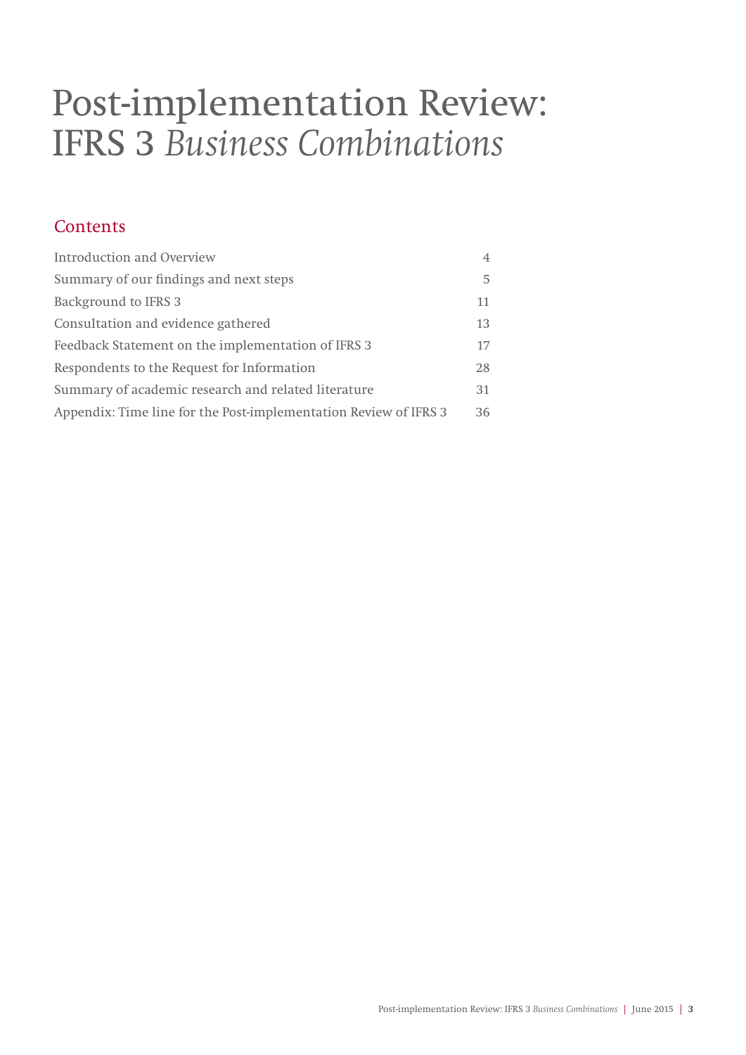# Post-implementation Review: IFRS 3 *Business Combinations*

## Contents

| | |
|---|---|
| Introduction and Overview | 4 |
| Summary of our findings and next steps | 5 |
| Background to IFRS 3 | 11 |
| Consultation and evidence gathered | 13 |
| Feedback Statement on the implementation of IFRS 3 | 17 |
| Respondents to the Request for Information | 28 |
| Summary of academic research and related literature | 31 |
| Appendix: Time line for the Post-implementation Review of IFRS 3 | 36 |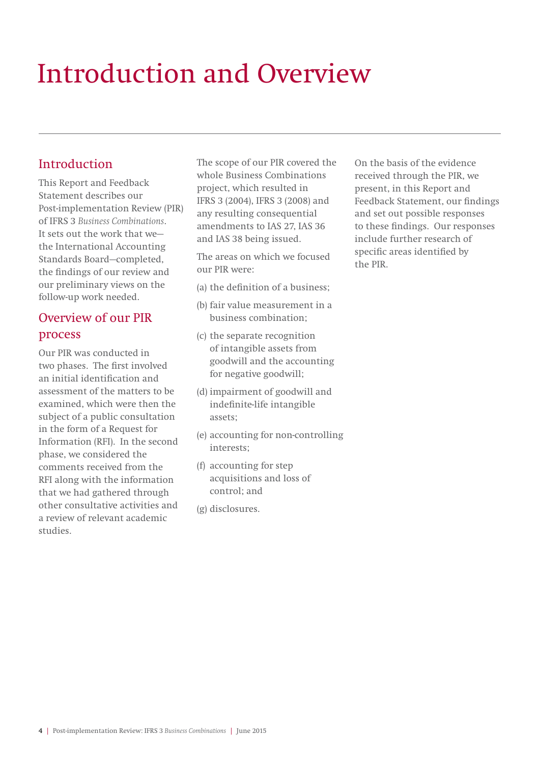# Introduction and Overview

## Introduction

This Report and Feedback Statement describes our Post-implementation Review (PIR) of IFRS 3 *Business Combinations*. It sets out the work that we—the International Accounting Standards Board—completed, the findings of our review and our preliminary views on the follow-up work needed.

## Overview of our PIR process

Our PIR was conducted in two phases. The first involved an initial identification and assessment of the matters to be examined, which were then the subject of a public consultation in the form of a Request for Information (RFI). In the second phase, we considered the comments received from the RFI along with the information that we had gathered through other consultative activities and a review of relevant academic studies.

The scope of our PIR covered the whole Business Combinations project, which resulted in IFRS 3 (2004), IFRS 3 (2008) and any resulting consequential amendments to IAS 27, IAS 36 and IAS 38 being issued.

The areas on which we focused our PIR were:

(a) the definition of a business;

(b) fair value measurement in a business combination;

(c) the separate recognition of intangible assets from goodwill and the accounting for negative goodwill;

(d) impairment of goodwill and indefinite-life intangible assets;

(e) accounting for non-controlling interests;

(f) accounting for step acquisitions and loss of control; and

(g) disclosures.

On the basis of the evidence received through the PIR, we present, in this Report and Feedback Statement, our findings and set out possible responses to these findings. Our responses include further research of specific areas identified by the PIR.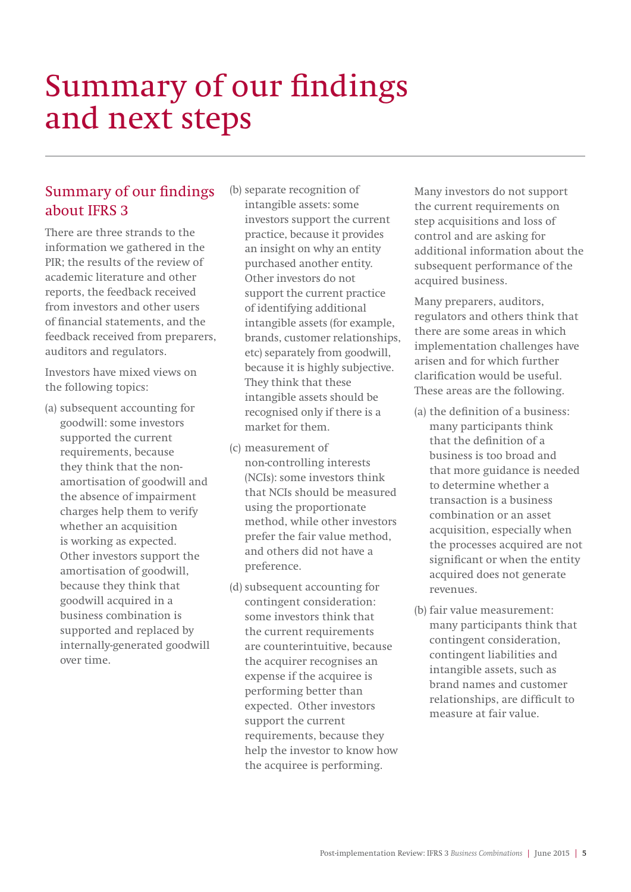# Summary of our findings and next steps

## Summary of our findings about IFRS 3

There are three strands to the information we gathered in the PIR; the results of the review of academic literature and other reports, the feedback received from investors and other users of financial statements, and the feedback received from preparers, auditors and regulators.

Investors have mixed views on the following topics:

(a) subsequent accounting for goodwill: some investors supported the current requirements, because they think that the non-amortisation of goodwill and the absence of impairment charges help them to verify whether an acquisition is working as expected. Other investors support the amortisation of goodwill, because they think that goodwill acquired in a business combination is supported and replaced by internally-generated goodwill over time.

(b) separate recognition of intangible assets: some investors support the current practice, because it provides an insight on why an entity purchased another entity. Other investors do not support the current practice of identifying additional intangible assets (for example, brands, customer relationships, etc) separately from goodwill, because it is highly subjective. They think that these intangible assets should be recognised only if there is a market for them.

(c) measurement of non-controlling interests (NCIs): some investors think that NCIs should be measured using the proportionate method, while other investors prefer the fair value method, and others did not have a preference.

(d) subsequent accounting for contingent consideration: some investors think that the current requirements are counterintuitive, because the acquirer recognises an expense if the acquiree is performing better than expected. Other investors support the current requirements, because they help the investor to know how the acquiree is performing.

Many investors do not support the current requirements on step acquisitions and loss of control and are asking for additional information about the subsequent performance of the acquired business.

Many preparers, auditors, regulators and others think that there are some areas in which implementation challenges have arisen and for which further clarification would be useful. These areas are the following.

(a) the definition of a business: many participants think that the definition of a business is too broad and that more guidance is needed to determine whether a transaction is a business combination or an asset acquisition, especially when the processes acquired are not significant or when the entity acquired does not generate revenues.

(b) fair value measurement: many participants think that contingent consideration, contingent liabilities and intangible assets, such as brand names and customer relationships, are difficult to measure at fair value.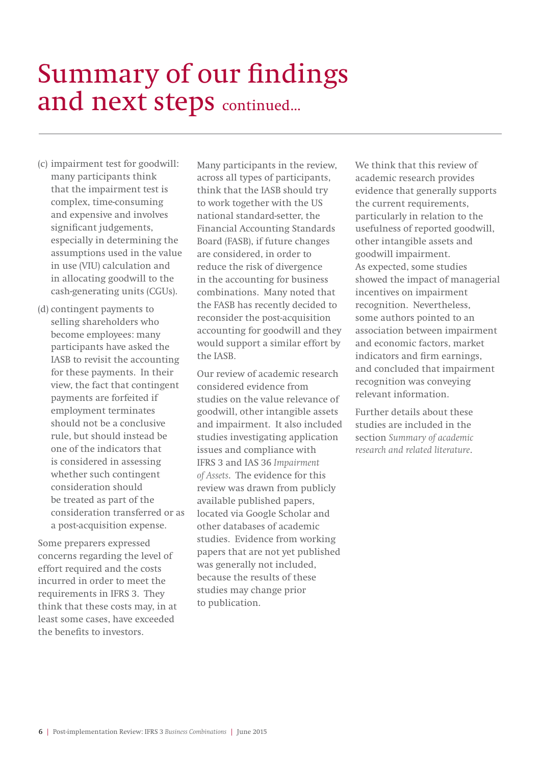# Summary of our findings and next steps continued...

(c) impairment test for goodwill: many participants think that the impairment test is complex, time-consuming and expensive and involves significant judgements, especially in determining the assumptions used in the value in use (VIU) calculation and in allocating goodwill to the cash-generating units (CGUs).

(d) contingent payments to selling shareholders who become employees: many participants have asked the IASB to revisit the accounting for these payments. In their view, the fact that contingent payments are forfeited if employment terminates should not be a conclusive rule, but should instead be one of the indicators that is considered in assessing whether such contingent consideration should be treated as part of the consideration transferred or as a post-acquisition expense.

Some preparers expressed concerns regarding the level of effort required and the costs incurred in order to meet the requirements in IFRS 3. They think that these costs may, in at least some cases, have exceeded the benefits to investors.

Many participants in the review, across all types of participants, think that the IASB should try to work together with the US national standard-setter, the Financial Accounting Standards Board (FASB), if future changes are considered, in order to reduce the risk of divergence in the accounting for business combinations. Many noted that the FASB has recently decided to reconsider the post-acquisition accounting for goodwill and they would support a similar effort by the IASB.

Our review of academic research considered evidence from studies on the value relevance of goodwill, other intangible assets and impairment. It also included studies investigating application issues and compliance with IFRS 3 and IAS 36 *Impairment of Assets*. The evidence for this review was drawn from publicly available published papers, located via Google Scholar and other databases of academic studies. Evidence from working papers that are not yet published was generally not included, because the results of these studies may change prior to publication.

We think that this review of academic research provides evidence that generally supports the current requirements, particularly in relation to the usefulness of reported goodwill, other intangible assets and goodwill impairment. As expected, some studies showed the impact of managerial incentives on impairment recognition. Nevertheless, some authors pointed to an association between impairment and economic factors, market indicators and firm earnings, and concluded that impairment recognition was conveying relevant information.

Further details about these studies are included in the section *Summary of academic research and related literature*.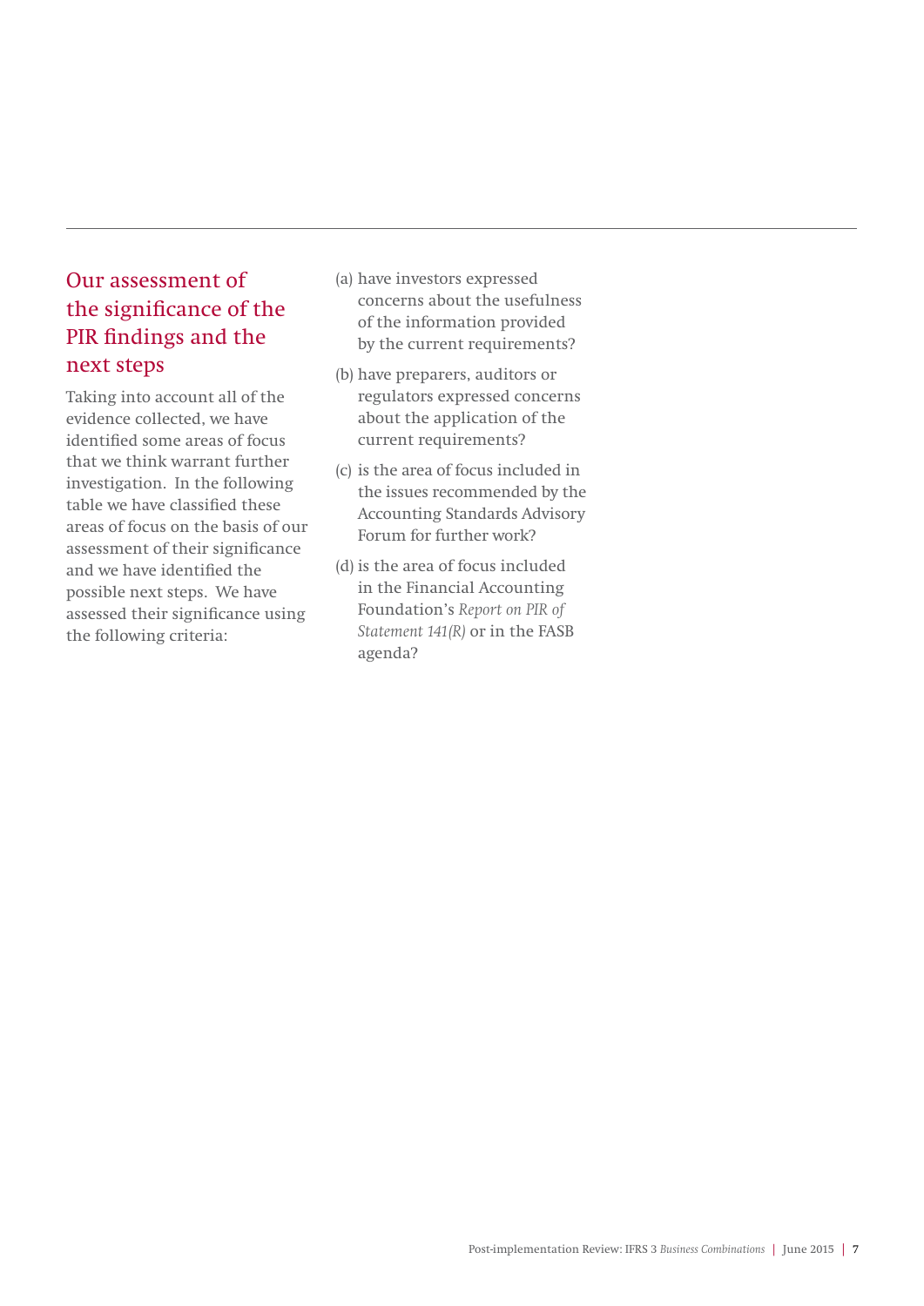## Our assessment of the significance of the PIR findings and the next steps

Taking into account all of the evidence collected, we have identified some areas of focus that we think warrant further investigation. In the following table we have classified these areas of focus on the basis of our assessment of their significance and we have identified the possible next steps. We have assessed their significance using the following criteria:

(a) have investors expressed concerns about the usefulness of the information provided by the current requirements?

(b) have preparers, auditors or regulators expressed concerns about the application of the current requirements?

(c) is the area of focus included in the issues recommended by the Accounting Standards Advisory Forum for further work?

(d) is the area of focus included in the Financial Accounting Foundation's *Report on PIR of Statement 141(R)* or in the FASB agenda?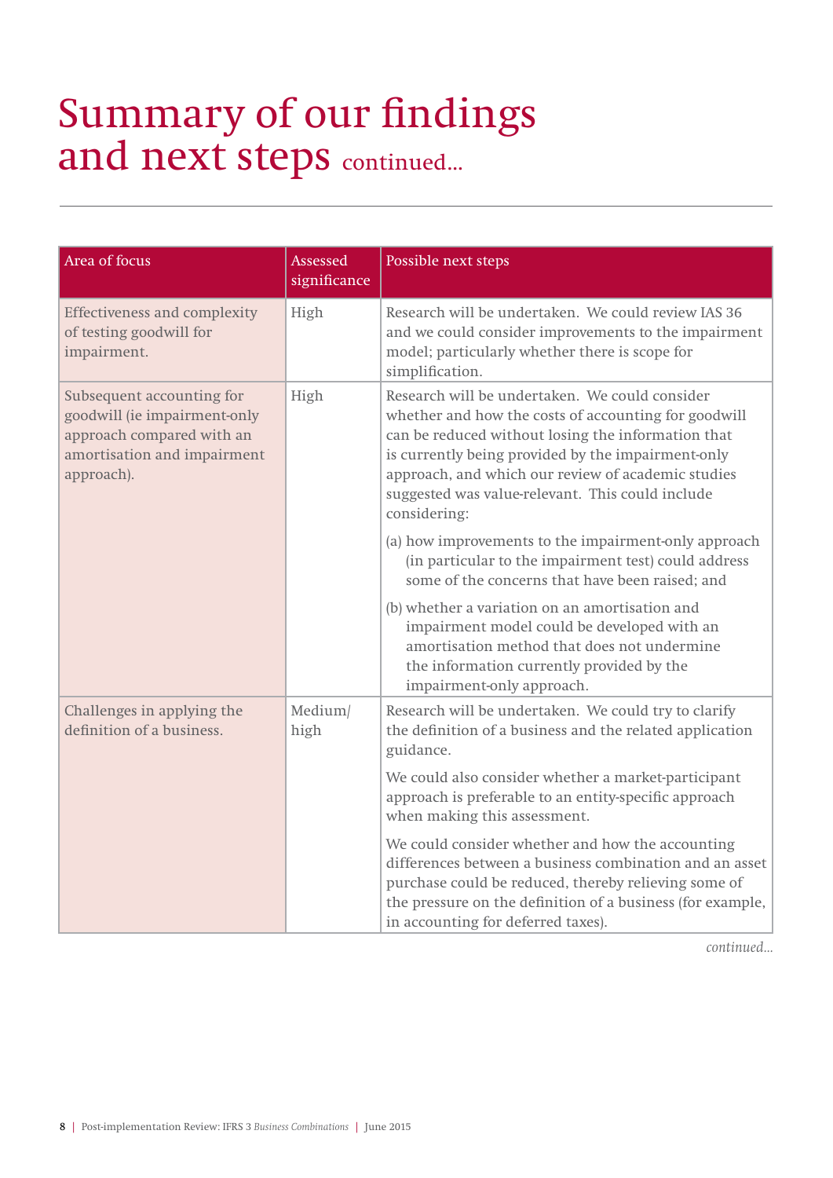# Summary of our findings and next steps continued...

| Area of focus | Assessed significance | Possible next steps |
| --- | --- | --- |
| Effectiveness and complexity of testing goodwill for impairment. | High | Research will be undertaken. We could review IAS 36 and we could consider improvements to the impairment model; particularly whether there is scope for simplification. |
| Subsequent accounting for goodwill (ie impairment-only approach compared with an amortisation and impairment approach). | High | Research will be undertaken. We could consider whether and how the costs of accounting for goodwill can be reduced without losing the information that is currently being provided by the impairment-only approach, and which our review of academic studies suggested was value-relevant. This could include considering:<br><br>(a) how improvements to the impairment-only approach (in particular to the impairment test) could address some of the concerns that have been raised; and<br><br>(b) whether a variation on an amortisation and impairment model could be developed with an amortisation method that does not undermine the information currently provided by the impairment-only approach. |
| Challenges in applying the definition of a business. | Medium/high | Research will be undertaken. We could try to clarify the definition of a business and the related application guidance.<br><br>We could also consider whether a market-participant approach is preferable to an entity-specific approach when making this assessment.<br><br>We could consider whether and how the accounting differences between a business combination and an asset purchase could be reduced, thereby relieving some of the pressure on the definition of a business (for example, in accounting for deferred taxes). |

*continued...*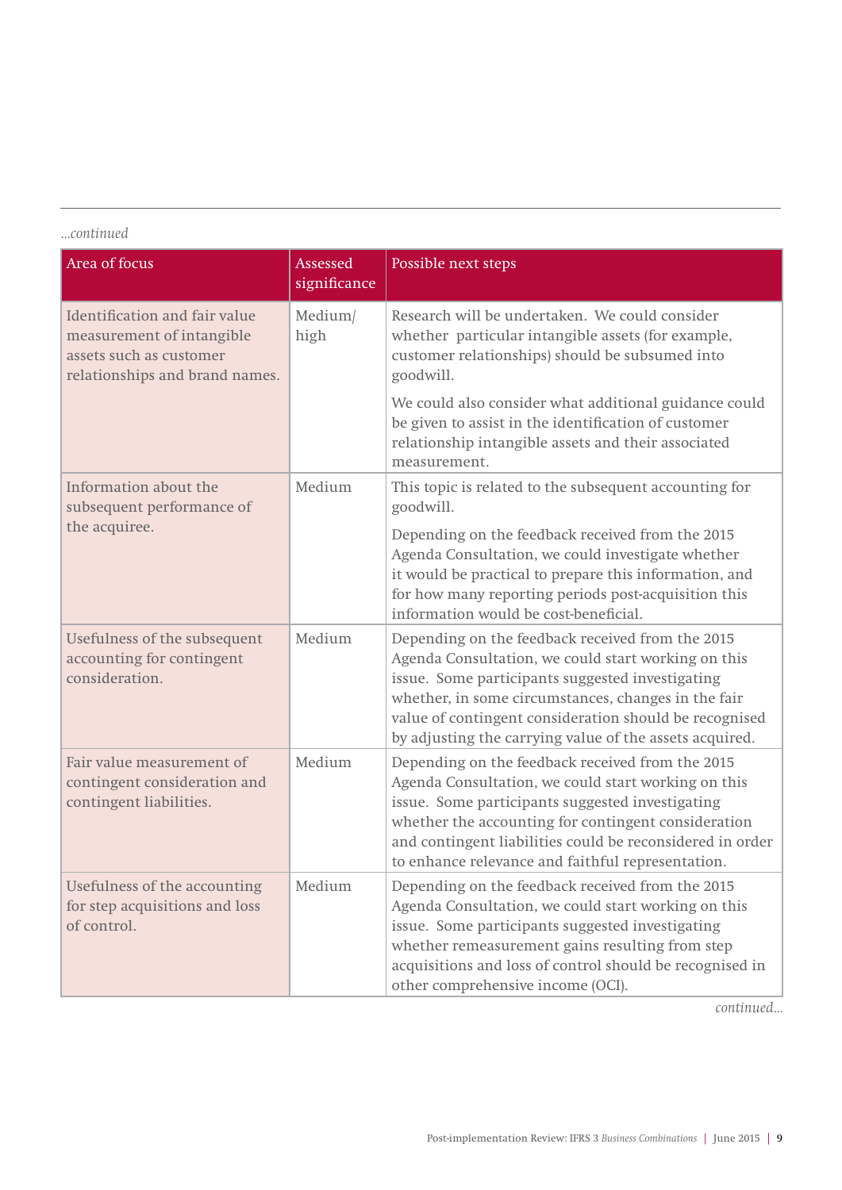*...continued*

| Area of focus | Assessed significance | Possible next steps |
|---|---|---|
| Identification and fair value measurement of intangible assets such as customer relationships and brand names. | Medium/ high | Research will be undertaken. We could consider whether particular intangible assets (for example, customer relationships) should be subsumed into goodwill.<br><br>We could also consider what additional guidance could be given to assist in the identification of customer relationship intangible assets and their associated measurement. |
| Information about the subsequent performance of the acquiree. | Medium | This topic is related to the subsequent accounting for goodwill.<br><br>Depending on the feedback received from the 2015 Agenda Consultation, we could investigate whether it would be practical to prepare this information, and for how many reporting periods post-acquisition this information would be cost-beneficial. |
| Usefulness of the subsequent accounting for contingent consideration. | Medium | Depending on the feedback received from the 2015 Agenda Consultation, we could start working on this issue. Some participants suggested investigating whether, in some circumstances, changes in the fair value of contingent consideration should be recognised by adjusting the carrying value of the assets acquired. |
| Fair value measurement of contingent consideration and contingent liabilities. | Medium | Depending on the feedback received from the 2015 Agenda Consultation, we could start working on this issue. Some participants suggested investigating whether the accounting for contingent consideration and contingent liabilities could be reconsidered in order to enhance relevance and faithful representation. |
| Usefulness of the accounting for step acquisitions and loss of control. | Medium | Depending on the feedback received from the 2015 Agenda Consultation, we could start working on this issue. Some participants suggested investigating whether remeasurement gains resulting from step acquisitions and loss of control should be recognised in other comprehensive income (OCI). |

*continued...*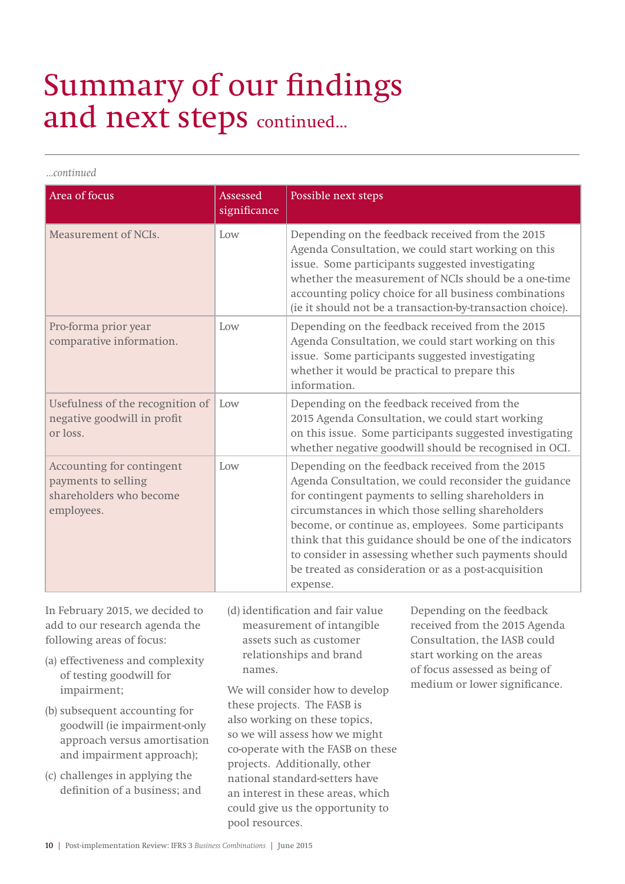# Summary of our findings and next steps continued...

*...continued*

| Area of focus | Assessed significance | Possible next steps |
|---|---|---|
| Measurement of NCIs. | Low | Depending on the feedback received from the 2015 Agenda Consultation, we could start working on this issue. Some participants suggested investigating whether the measurement of NCIs should be a one-time accounting policy choice for all business combinations (ie it should not be a transaction-by-transaction choice). |
| Pro-forma prior year comparative information. | Low | Depending on the feedback received from the 2015 Agenda Consultation, we could start working on this issue. Some participants suggested investigating whether it would be practical to prepare this information. |
| Usefulness of the recognition of negative goodwill in profit or loss. | Low | Depending on the feedback received from the 2015 Agenda Consultation, we could start working on this issue. Some participants suggested investigating whether negative goodwill should be recognised in OCI. |
| Accounting for contingent payments to selling shareholders who become employees. | Low | Depending on the feedback received from the 2015 Agenda Consultation, we could reconsider the guidance for contingent payments to selling shareholders in circumstances in which those selling shareholders become, or continue as, employees. Some participants think that this guidance should be one of the indicators to consider in assessing whether such payments should be treated as consideration or as a post-acquisition expense. |

In February 2015, we decided to add to our research agenda the following areas of focus:

(a) effectiveness and complexity of testing goodwill for impairment;

(b) subsequent accounting for goodwill (ie impairment-only approach versus amortisation and impairment approach);

(c) challenges in applying the definition of a business; and

(d) identification and fair value measurement of intangible assets such as customer relationships and brand names.

We will consider how to develop these projects. The FASB is also working on these topics, so we will assess how we might co-operate with the FASB on these projects. Additionally, other national standard-setters have an interest in these areas, which could give us the opportunity to pool resources.

Depending on the feedback received from the 2015 Agenda Consultation, the IASB could start working on the areas of focus assessed as being of medium or lower significance.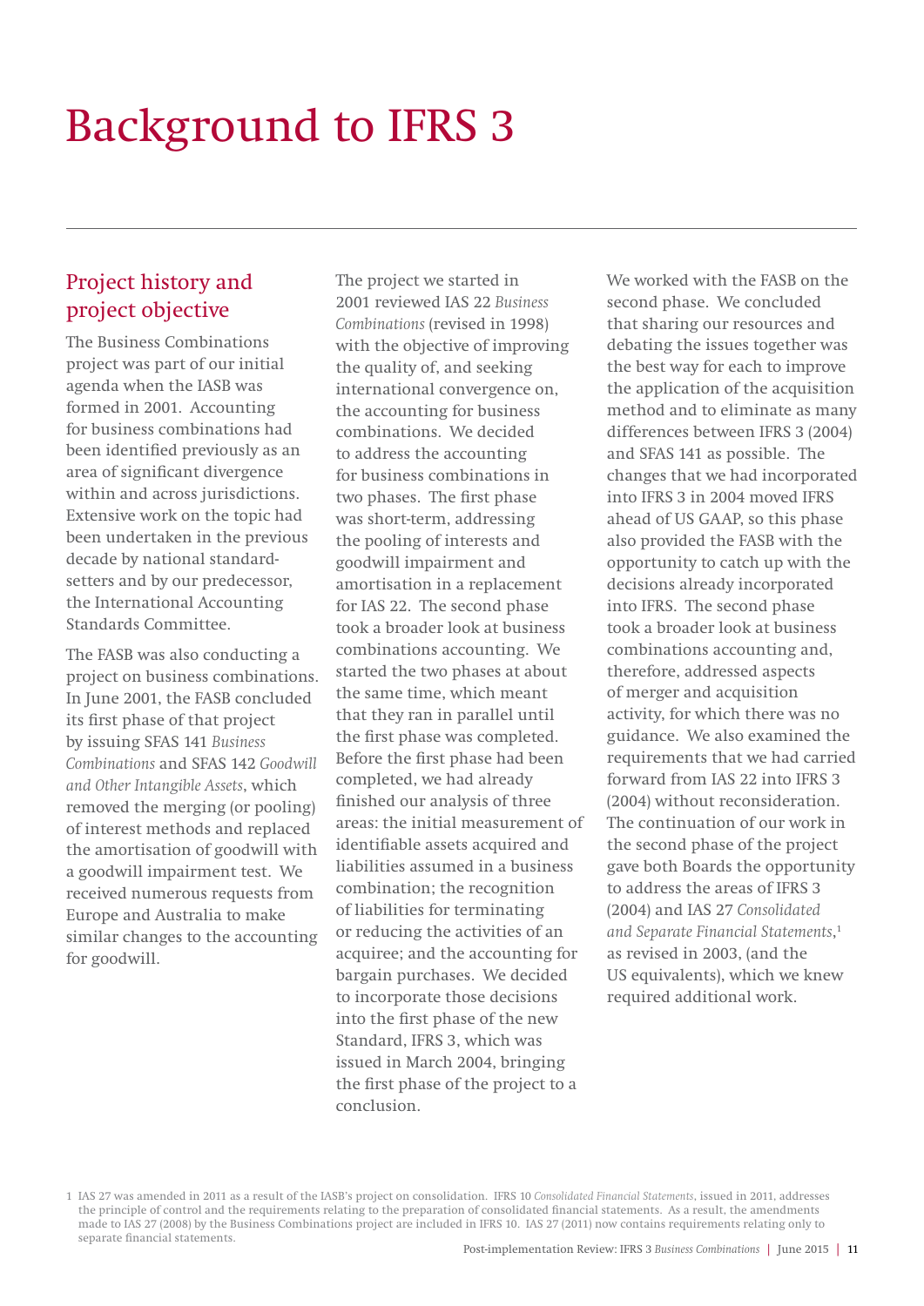# Background to IFRS 3

## Project history and project objective

The Business Combinations project was part of our initial agenda when the IASB was formed in 2001. Accounting for business combinations had been identified previously as an area of significant divergence within and across jurisdictions. Extensive work on the topic had been undertaken in the previous decade by national standard-setters and by our predecessor, the International Accounting Standards Committee.

The FASB was also conducting a project on business combinations. In June 2001, the FASB concluded its first phase of that project by issuing SFAS 141 *Business Combinations* and SFAS 142 *Goodwill and Other Intangible Assets*, which removed the merging (or pooling) of interest methods and replaced the amortisation of goodwill with a goodwill impairment test. We received numerous requests from Europe and Australia to make similar changes to the accounting for goodwill.

The project we started in 2001 reviewed IAS 22 *Business Combinations* (revised in 1998) with the objective of improving the quality of, and seeking international convergence on, the accounting for business combinations. We decided to address the accounting for business combinations in two phases. The first phase was short-term, addressing the pooling of interests and goodwill impairment and amortisation in a replacement for IAS 22. The second phase took a broader look at business combinations accounting. We started the two phases at about the same time, which meant that they ran in parallel until the first phase was completed. Before the first phase had been completed, we had already finished our analysis of three areas: the initial measurement of identifiable assets acquired and liabilities assumed in a business combination; the recognition of liabilities for terminating or reducing the activities of an acquiree; and the accounting for bargain purchases. We decided to incorporate those decisions into the first phase of the new Standard, IFRS 3, which was issued in March 2004, bringing the first phase of the project to a conclusion.

We worked with the FASB on the second phase. We concluded that sharing our resources and debating the issues together was the best way for each to improve the application of the acquisition method and to eliminate as many differences between IFRS 3 (2004) and SFAS 141 as possible. The changes that we had incorporated into IFRS 3 in 2004 moved IFRS ahead of US GAAP, so this phase also provided the FASB with the opportunity to catch up with the decisions already incorporated into IFRS. The second phase took a broader look at business combinations accounting and, therefore, addressed aspects of merger and acquisition activity, for which there was no guidance. We also examined the requirements that we had carried forward from IAS 22 into IFRS 3 (2004) without reconsideration. The continuation of our work in the second phase of the project gave both Boards the opportunity to address the areas of IFRS 3 (2004) and IAS 27 *Consolidated and Separate Financial Statements*,[1] as revised in 2003, (and the US equivalents), which we knew required additional work.

---

[1] IAS 27 was amended in 2011 as a result of the IASB's project on consolidation. IFRS 10 *Consolidated Financial Statements*, issued in 2011, addresses the principle of control and the requirements relating to the preparation of consolidated financial statements. As a result, the amendments made to IAS 27 (2008) by the Business Combinations project are included in IFRS 10. IAS 27 (2011) now contains requirements relating only to separate financial statements.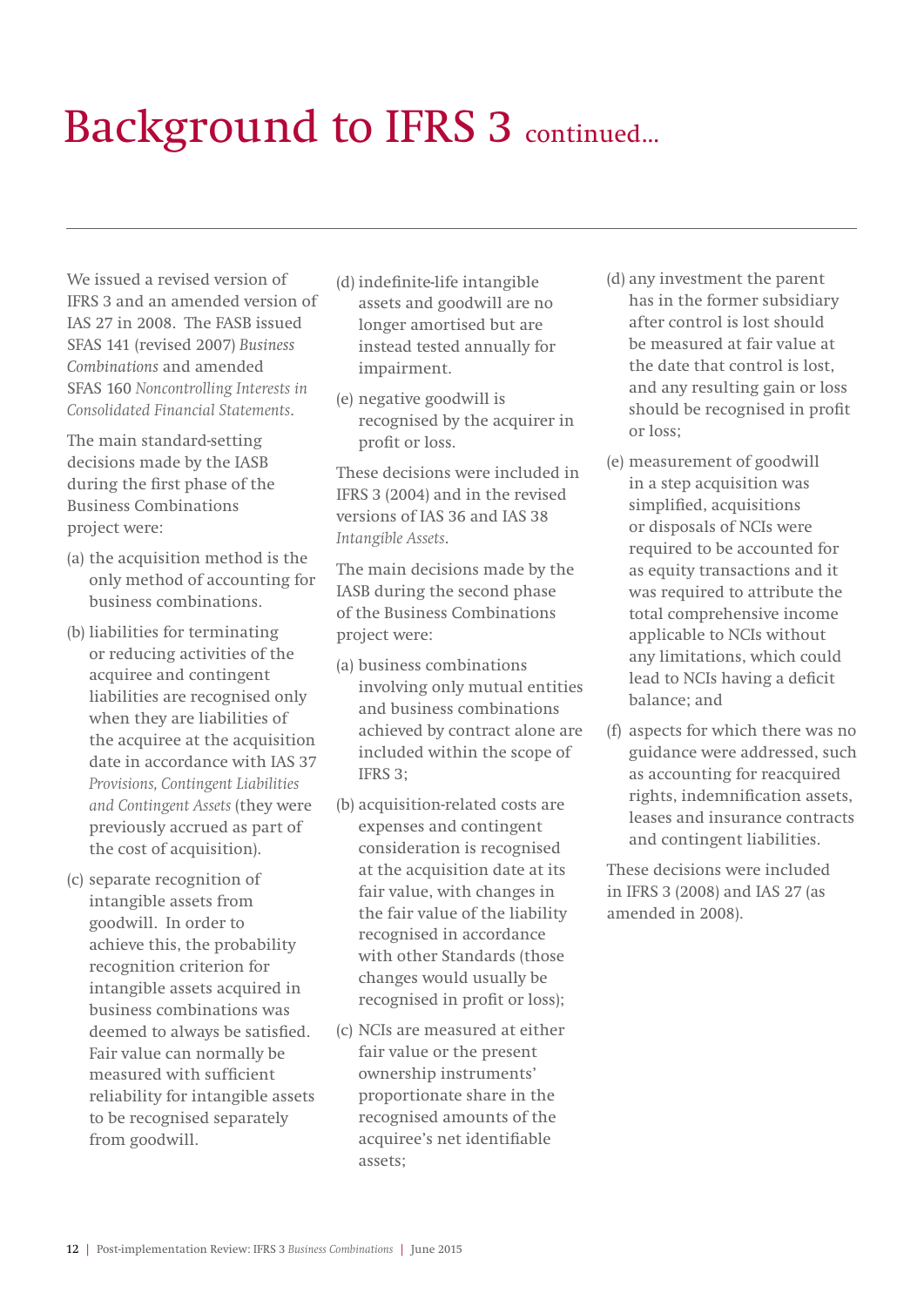# Background to IFRS 3 continued...

We issued a revised version of IFRS 3 and an amended version of IAS 27 in 2008. The FASB issued SFAS 141 (revised 2007) *Business Combinations* and amended SFAS 160 *Noncontrolling Interests in Consolidated Financial Statements*.

The main standard-setting decisions made by the IASB during the first phase of the Business Combinations project were:

(a) the acquisition method is the only method of accounting for business combinations.

(b) liabilities for terminating or reducing activities of the acquiree and contingent liabilities are recognised only when they are liabilities of the acquiree at the acquisition date in accordance with IAS 37 *Provisions, Contingent Liabilities and Contingent Assets* (they were previously accrued as part of the cost of acquisition).

(c) separate recognition of intangible assets from goodwill. In order to achieve this, the probability recognition criterion for intangible assets acquired in business combinations was deemed to always be satisfied. Fair value can normally be measured with sufficient reliability for intangible assets to be recognised separately from goodwill.

(d) indefinite-life intangible assets and goodwill are no longer amortised but are instead tested annually for impairment.

(e) negative goodwill is recognised by the acquirer in profit or loss.

These decisions were included in IFRS 3 (2004) and in the revised versions of IAS 36 and IAS 38 *Intangible Assets*.

The main decisions made by the IASB during the second phase of the Business Combinations project were:

(a) business combinations involving only mutual entities and business combinations achieved by contract alone are included within the scope of IFRS 3;

(b) acquisition-related costs are expenses and contingent consideration is recognised at the acquisition date at its fair value, with changes in the fair value of the liability recognised in accordance with other Standards (those changes would usually be recognised in profit or loss);

(c) NCIs are measured at either fair value or the present ownership instruments' proportionate share in the recognised amounts of the acquiree's net identifiable assets;

(d) any investment the parent has in the former subsidiary after control is lost should be measured at fair value at the date that control is lost, and any resulting gain or loss should be recognised in profit or loss;

(e) measurement of goodwill in a step acquisition was simplified, acquisitions or disposals of NCIs were required to be accounted for as equity transactions and it was required to attribute the total comprehensive income applicable to NCIs without any limitations, which could lead to NCIs having a deficit balance; and

(f) aspects for which there was no guidance were addressed, such as accounting for reacquired rights, indemnification assets, leases and insurance contracts and contingent liabilities.

These decisions were included in IFRS 3 (2008) and IAS 27 (as amended in 2008).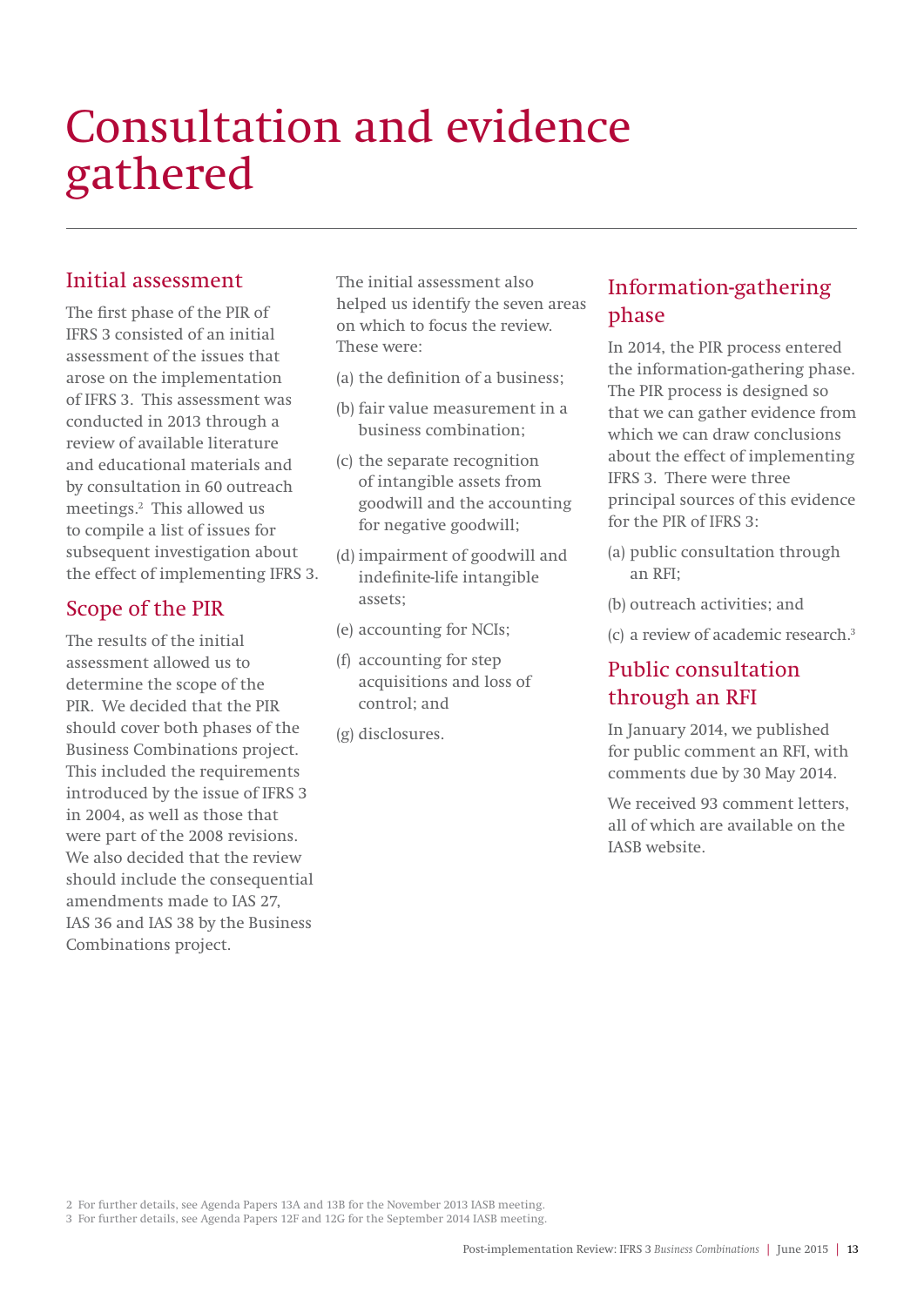# Consultation and evidence gathered

## Initial assessment

The first phase of the PIR of IFRS 3 consisted of an initial assessment of the issues that arose on the implementation of IFRS 3. This assessment was conducted in 2013 through a review of available literature and educational materials and by consultation in 60 outreach meetings.[2] This allowed us to compile a list of issues for subsequent investigation about the effect of implementing IFRS 3.

## Scope of the PIR

The results of the initial assessment allowed us to determine the scope of the PIR. We decided that the PIR should cover both phases of the Business Combinations project. This included the requirements introduced by the issue of IFRS 3 in 2004, as well as those that were part of the 2008 revisions. We also decided that the review should include the consequential amendments made to IAS 27, IAS 36 and IAS 38 by the Business Combinations project.

The initial assessment also helped us identify the seven areas on which to focus the review. These were:

(a) the definition of a business;

(b) fair value measurement in a business combination;

(c) the separate recognition of intangible assets from goodwill and the accounting for negative goodwill;

(d) impairment of goodwill and indefinite-life intangible assets;

(e) accounting for NCIs;

(f) accounting for step acquisitions and loss of control; and

(g) disclosures.

## Information-gathering phase

In 2014, the PIR process entered the information-gathering phase. The PIR process is designed so that we can gather evidence from which we can draw conclusions about the effect of implementing IFRS 3. There were three principal sources of this evidence for the PIR of IFRS 3:

(a) public consultation through an RFI;

(b) outreach activities; and

(c) a review of academic research.[3]

## Public consultation through an RFI

In January 2014, we published for public comment an RFI, with comments due by 30 May 2014.

We received 93 comment letters, all of which are available on the IASB website.

2 For further details, see Agenda Papers 13A and 13B for the November 2013 IASB meeting.

3 For further details, see Agenda Papers 12F and 12G for the September 2014 IASB meeting.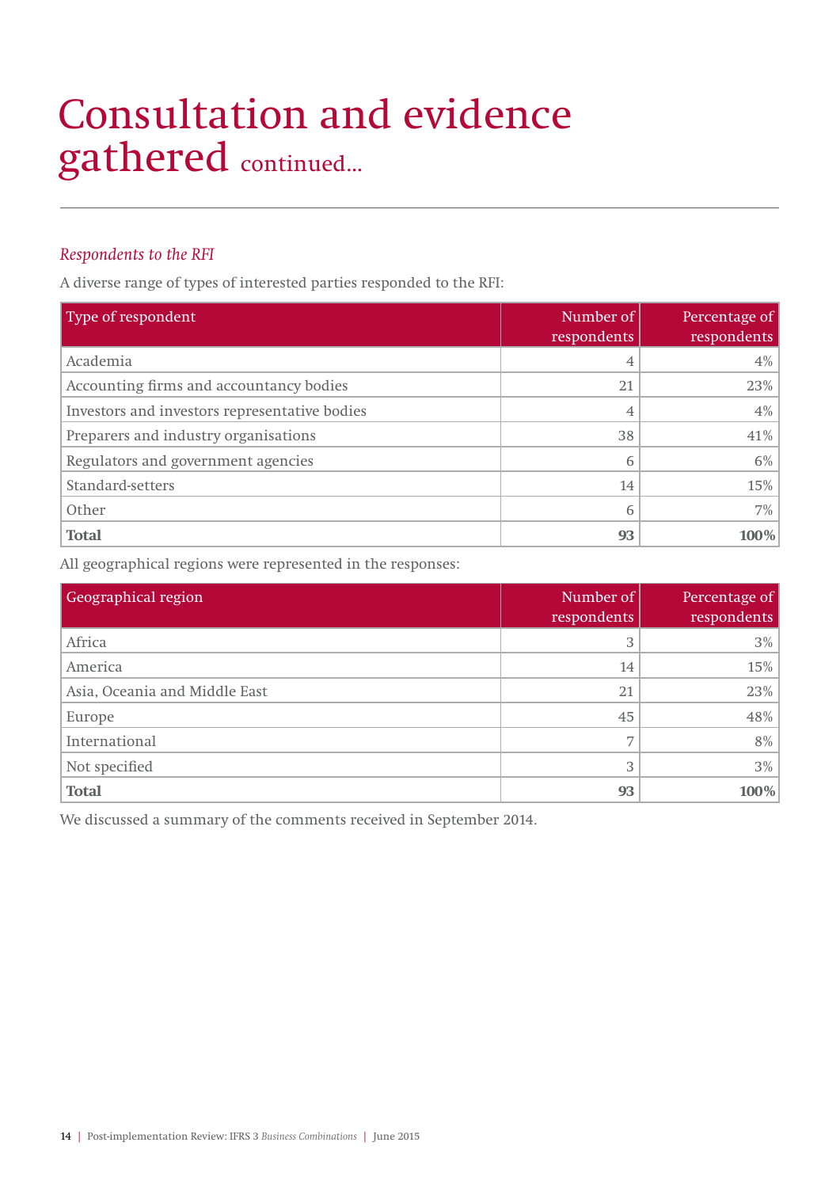# Consultation and evidence gathered continued...

*Respondents to the RFI*

A diverse range of types of interested parties responded to the RFI:

| Type of respondent | Number of respondents | Percentage of respondents |
|---|---:|---:|
| Academia | 4 | 4% |
| Accounting firms and accountancy bodies | 21 | 23% |
| Investors and investors representative bodies | 4 | 4% |
| Preparers and industry organisations | 38 | 41% |
| Regulators and government agencies | 6 | 6% |
| Standard-setters | 14 | 15% |
| Other | 6 | 7% |
| **Total** | **93** | **100%** |

All geographical regions were represented in the responses:

| Geographical region | Number of respondents | Percentage of respondents |
|---|---:|---:|
| Africa | 3 | 3% |
| America | 14 | 15% |
| Asia, Oceania and Middle East | 21 | 23% |
| Europe | 45 | 48% |
| International | 7 | 8% |
| Not specified | 3 | 3% |
| **Total** | **93** | **100%** |

We discussed a summary of the comments received in September 2014.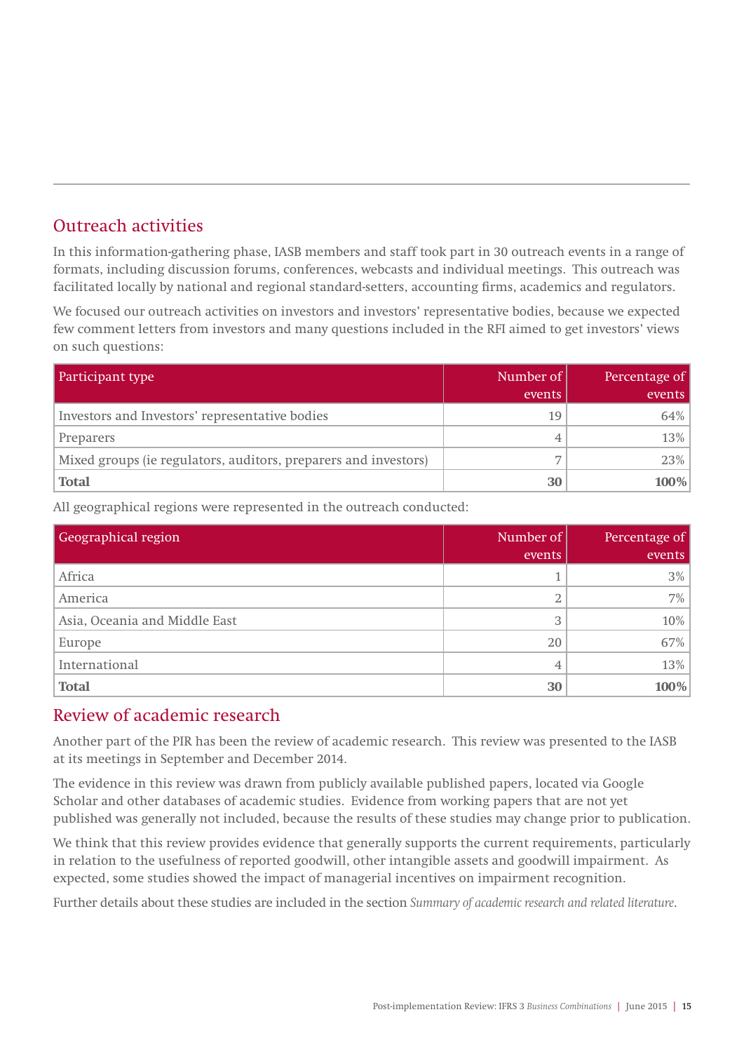## Outreach activities

In this information-gathering phase, IASB members and staff took part in 30 outreach events in a range of formats, including discussion forums, conferences, webcasts and individual meetings. This outreach was facilitated locally by national and regional standard-setters, accounting firms, academics and regulators.

We focused our outreach activities on investors and investors' representative bodies, because we expected few comment letters from investors and many questions included in the RFI aimed to get investors' views on such questions:

| Participant type | Number of events | Percentage of events |
|---|---:|---:|
| Investors and Investors' representative bodies | 19 | 64% |
| Preparers | 4 | 13% |
| Mixed groups (ie regulators, auditors, preparers and investors) | 7 | 23% |
| **Total** | **30** | **100%** |

All geographical regions were represented in the outreach conducted:

| Geographical region | Number of events | Percentage of events |
|---|---:|---:|
| Africa | 1 | 3% |
| America | 2 | 7% |
| Asia, Oceania and Middle East | 3 | 10% |
| Europe | 20 | 67% |
| International | 4 | 13% |
| **Total** | **30** | **100%** |

## Review of academic research

Another part of the PIR has been the review of academic research. This review was presented to the IASB at its meetings in September and December 2014.

The evidence in this review was drawn from publicly available published papers, located via Google Scholar and other databases of academic studies. Evidence from working papers that are not yet published was generally not included, because the results of these studies may change prior to publication.

We think that this review provides evidence that generally supports the current requirements, particularly in relation to the usefulness of reported goodwill, other intangible assets and goodwill impairment. As expected, some studies showed the impact of managerial incentives on impairment recognition.

Further details about these studies are included in the section *Summary of academic research and related literature*.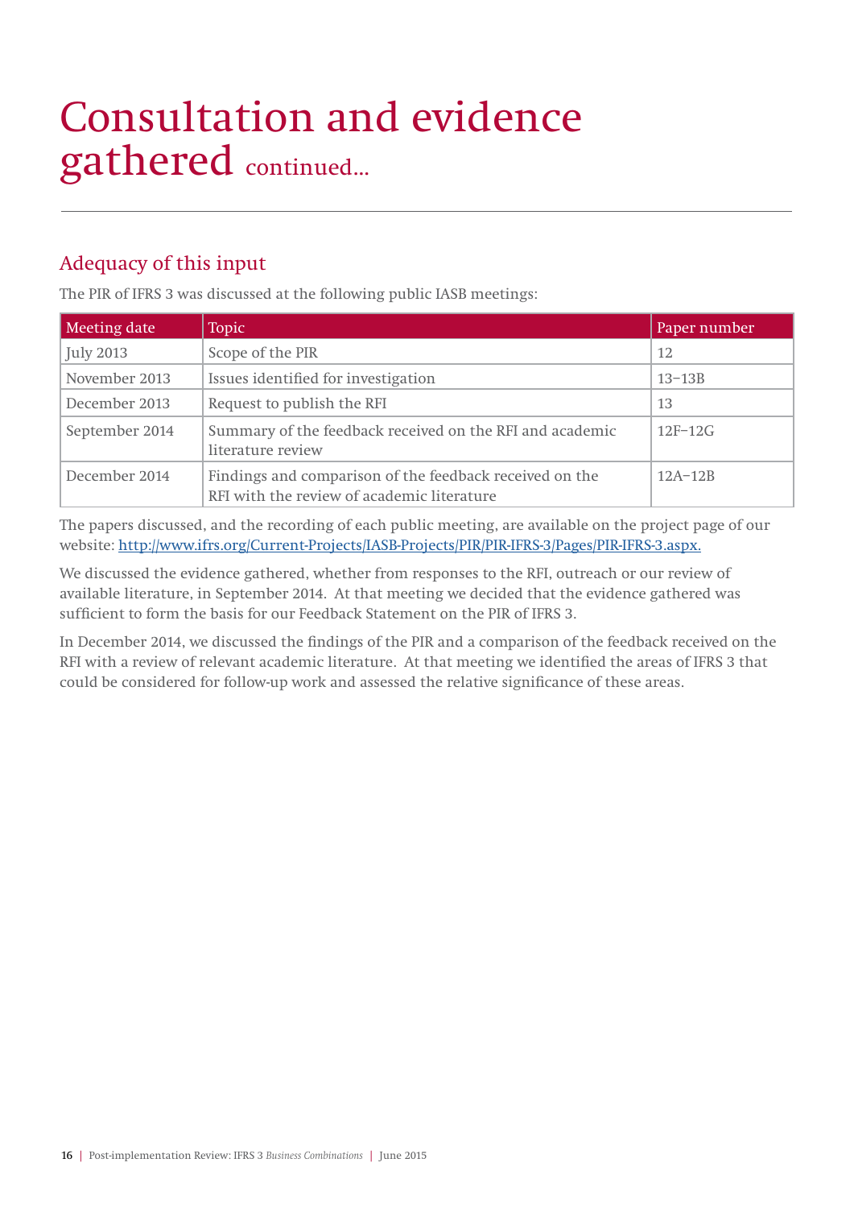# Consultation and evidence gathered continued...

## Adequacy of this input

The PIR of IFRS 3 was discussed at the following public IASB meetings:

| Meeting date | Topic | Paper number |
|---|---|---|
| July 2013 | Scope of the PIR | 12 |
| November 2013 | Issues identified for investigation | 13–13B |
| December 2013 | Request to publish the RFI | 13 |
| September 2014 | Summary of the feedback received on the RFI and academic literature review | 12F–12G |
| December 2014 | Findings and comparison of the feedback received on the RFI with the review of academic literature | 12A–12B |

The papers discussed, and the recording of each public meeting, are available on the project page of our website: http://www.ifrs.org/Current-Projects/IASB-Projects/PIR/PIR-IFRS-3/Pages/PIR-IFRS-3.aspx.

We discussed the evidence gathered, whether from responses to the RFI, outreach or our review of available literature, in September 2014. At that meeting we decided that the evidence gathered was sufficient to form the basis for our Feedback Statement on the PIR of IFRS 3.

In December 2014, we discussed the findings of the PIR and a comparison of the feedback received on the RFI with a review of relevant academic literature. At that meeting we identified the areas of IFRS 3 that could be considered for follow-up work and assessed the relative significance of these areas.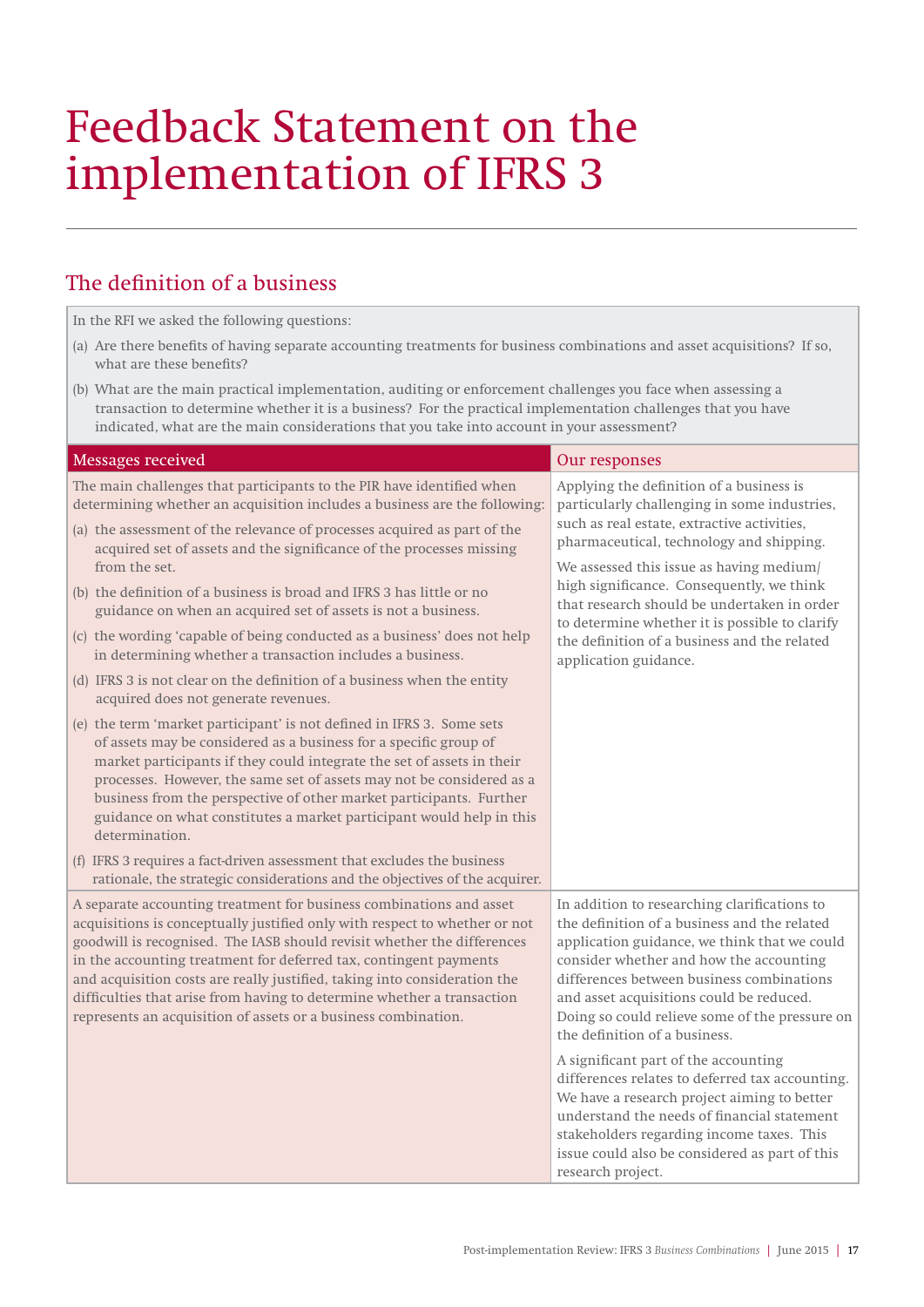# Feedback Statement on the implementation of IFRS 3

## The definition of a business

In the RFI we asked the following questions:

(a) Are there benefits of having separate accounting treatments for business combinations and asset acquisitions? If so, what are these benefits?

(b) What are the main practical implementation, auditing or enforcement challenges you face when assessing a transaction to determine whether it is a business? For the practical implementation challenges that you have indicated, what are the main considerations that you take into account in your assessment?

| Messages received | Our responses |
|---|---|
| The main challenges that participants to the PIR have identified when determining whether an acquisition includes a business are the following:<br>(a) the assessment of the relevance of processes acquired as part of the acquired set of assets and the significance of the processes missing from the set.<br>(b) the definition of a business is broad and IFRS 3 has little or no guidance on when an acquired set of assets is not a business.<br>(c) the wording 'capable of being conducted as a business' does not help in determining whether a transaction includes a business.<br>(d) IFRS 3 is not clear on the definition of a business when the entity acquired does not generate revenues.<br>(e) the term 'market participant' is not defined in IFRS 3. Some sets of assets may be considered as a business for a specific group of market participants if they could integrate the set of assets in their processes. However, the same set of assets may not be considered as a business from the perspective of other market participants. Further guidance on what constitutes a market participant would help in this determination.<br>(f) IFRS 3 requires a fact-driven assessment that excludes the business rationale, the strategic considerations and the objectives of the acquirer. | Applying the definition of a business is particularly challenging in some industries, such as real estate, extractive activities, pharmaceutical, technology and shipping.<br><br>We assessed this issue as having medium/high significance. Consequently, we think that research should be undertaken in order to determine whether it is possible to clarify the definition of a business and the related application guidance. |
| A separate accounting treatment for business combinations and asset acquisitions is conceptually justified only with respect to whether or not goodwill is recognised. The IASB should revisit whether the differences in the accounting treatment for deferred tax, contingent payments and acquisition costs are really justified, taking into consideration the difficulties that arise from having to determine whether a transaction represents an acquisition of assets or a business combination. | In addition to researching clarifications to the definition of a business and the related application guidance, we think that we could consider whether and how the accounting differences between business combinations and asset acquisitions could be reduced. Doing so could relieve some of the pressure on the definition of a business.<br><br>A significant part of the accounting differences relates to deferred tax accounting. We have a research project aiming to better understand the needs of financial statement stakeholders regarding income taxes. This issue could also be considered as part of this research project. |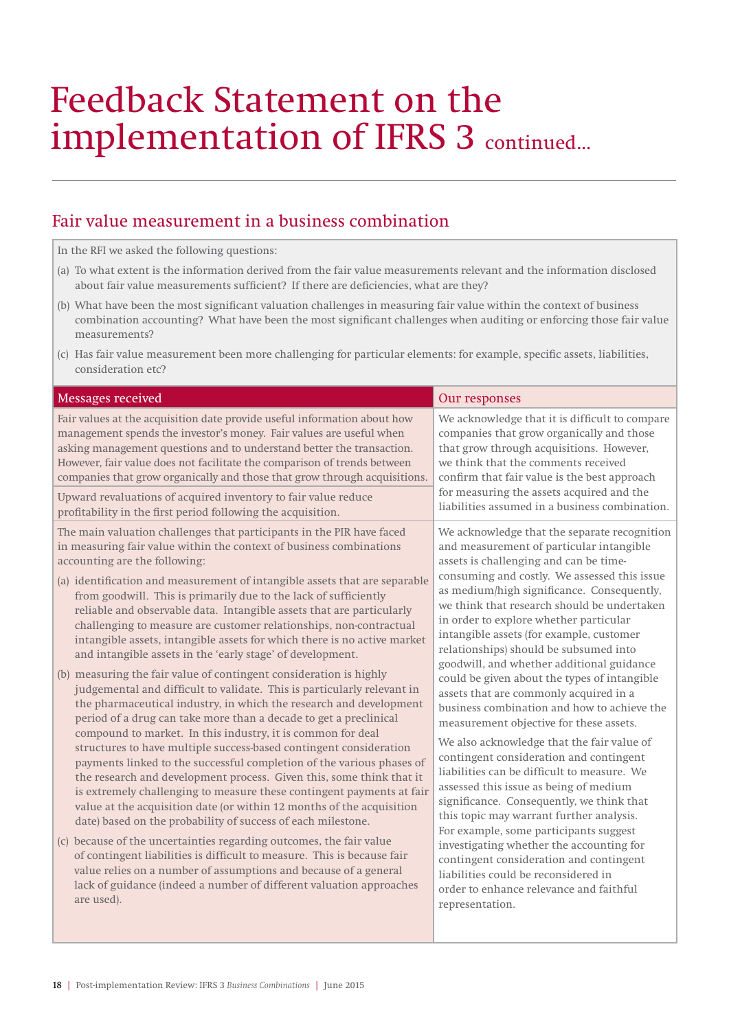# Feedback Statement on the implementation of IFRS 3 continued...

## Fair value measurement in a business combination

In the RFI we asked the following questions:

(a) To what extent is the information derived from the fair value measurements relevant and the information disclosed about fair value measurements sufficient? If there are deficiencies, what are they?

(b) What have been the most significant valuation challenges in measuring fair value within the context of business combination accounting? What have been the most significant challenges when auditing or enforcing those fair value measurements?

(c) Has fair value measurement been more challenging for particular elements: for example, specific assets, liabilities, consideration etc?

| Messages received | Our responses |
|---|---|
| Fair values at the acquisition date provide useful information about how management spends the investor's money. Fair values are useful when asking management questions and to understand better the transaction. However, fair value does not facilitate the comparison of trends between companies that grow organically and those that grow through acquisitions.<br><br>Upward revaluations of acquired inventory to fair value reduce profitability in the first period following the acquisition. | We acknowledge that it is difficult to compare companies that grow organically and those that grow through acquisitions. However, we think that the comments received confirm that fair value is the best approach for measuring the assets acquired and the liabilities assumed in a business combination. |
| The main valuation challenges that participants in the PIR have faced in measuring fair value within the context of business combinations accounting are the following:<br><br>(a) identification and measurement of intangible assets that are separable from goodwill. This is primarily due to the lack of sufficiently reliable and observable data. Intangible assets that are particularly challenging to measure are customer relationships, non-contractual intangible assets, intangible assets for which there is no active market and intangible assets in the 'early stage' of development.<br><br>(b) measuring the fair value of contingent consideration is highly judgemental and difficult to validate. This is particularly relevant in the pharmaceutical industry, in which the research and development period of a drug can take more than a decade to get a preclinical compound to market. In this industry, it is common for deal structures to have multiple success-based contingent consideration payments linked to the successful completion of the various phases of the research and development process. Given this, some think that it is extremely challenging to measure these contingent payments at fair value at the acquisition date (or within 12 months of the acquisition date) based on the probability of success of each milestone.<br><br>(c) because of the uncertainties regarding outcomes, the fair value of contingent liabilities is difficult to measure. This is because fair value relies on a number of assumptions and because of a general lack of guidance (indeed a number of different valuation approaches are used). | We acknowledge that the separate recognition and measurement of particular intangible assets is challenging and can be time-consuming and costly. We assessed this issue as medium/high significance. Consequently, we think that research should be undertaken in order to explore whether particular intangible assets (for example, customer relationships) should be subsumed into goodwill, and whether additional guidance could be given about the types of intangible assets that are commonly acquired in a business combination and how to achieve the measurement objective for these assets.<br><br>We also acknowledge that the fair value of contingent consideration and contingent liabilities can be difficult to measure. We assessed this issue as being of medium significance. Consequently, we think that this topic may warrant further analysis. For example, some participants suggest investigating whether the accounting for contingent consideration and contingent liabilities could be reconsidered in order to enhance relevance and faithful representation. |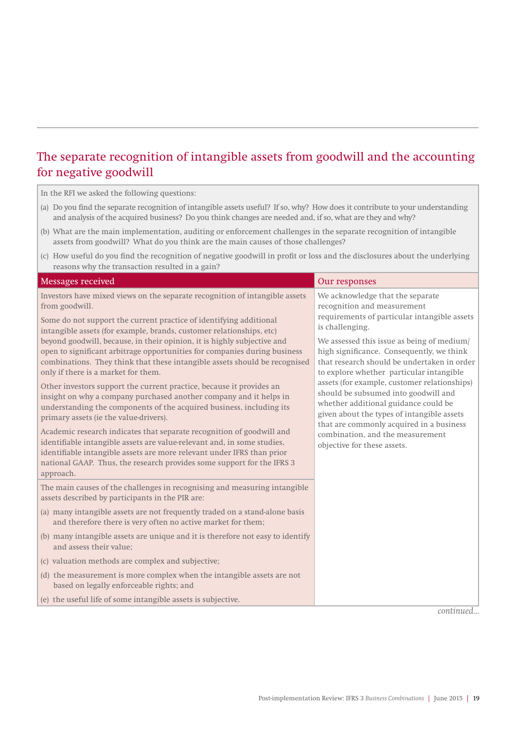## The separate recognition of intangible assets from goodwill and the accounting for negative goodwill

In the RFI we asked the following questions:

(a) Do you find the separate recognition of intangible assets useful? If so, why? How does it contribute to your understanding and analysis of the acquired business? Do you think changes are needed and, if so, what are they and why?

(b) What are the main implementation, auditing or enforcement challenges in the separate recognition of intangible assets from goodwill? What do you think are the main causes of those challenges?

(c) How useful do you find the recognition of negative goodwill in profit or loss and the disclosures about the underlying reasons why the transaction resulted in a gain?

| Messages received | Our responses |
|---|---|
| Investors have mixed views on the separate recognition of intangible assets from goodwill.<br><br>Some do not support the current practice of identifying additional intangible assets (for example, brands, customer relationships, etc) beyond goodwill, because, in their opinion, it is highly subjective and open to significant arbitrage opportunities for companies during business combinations. They think that these intangible assets should be recognised only if there is a market for them.<br><br>Other investors support the current practice, because it provides an insight on why a company purchased another company and it helps in understanding the components of the acquired business, including its primary assets (ie the value-drivers).<br><br>Academic research indicates that separate recognition of goodwill and identifiable intangible assets are value-relevant and, in some studies, identifiable intangible assets are more relevant under IFRS than prior national GAAP. Thus, the research provides some support for the IFRS 3 approach. | We acknowledge that the separate recognition and measurement requirements of particular intangible assets is challenging.<br><br>We assessed this issue as being of medium/high significance. Consequently, we think that research should be undertaken in order to explore whether particular intangible assets (for example, customer relationships) should be subsumed into goodwill and whether additional guidance could be given about the types of intangible assets that are commonly acquired in a business combination, and the measurement objective for these assets. |
| The main causes of the challenges in recognising and measuring intangible assets described by participants in the PIR are:<br><br>(a) many intangible assets are not frequently traded on a stand-alone basis and therefore there is very often no active market for them;<br><br>(b) many intangible assets are unique and it is therefore not easy to identify and assess their value;<br><br>(c) valuation methods are complex and subjective;<br><br>(d) the measurement is more complex when the intangible assets are not based on legally enforceable rights; and<br><br>(e) the useful life of some intangible assets is subjective. | |

*continued...*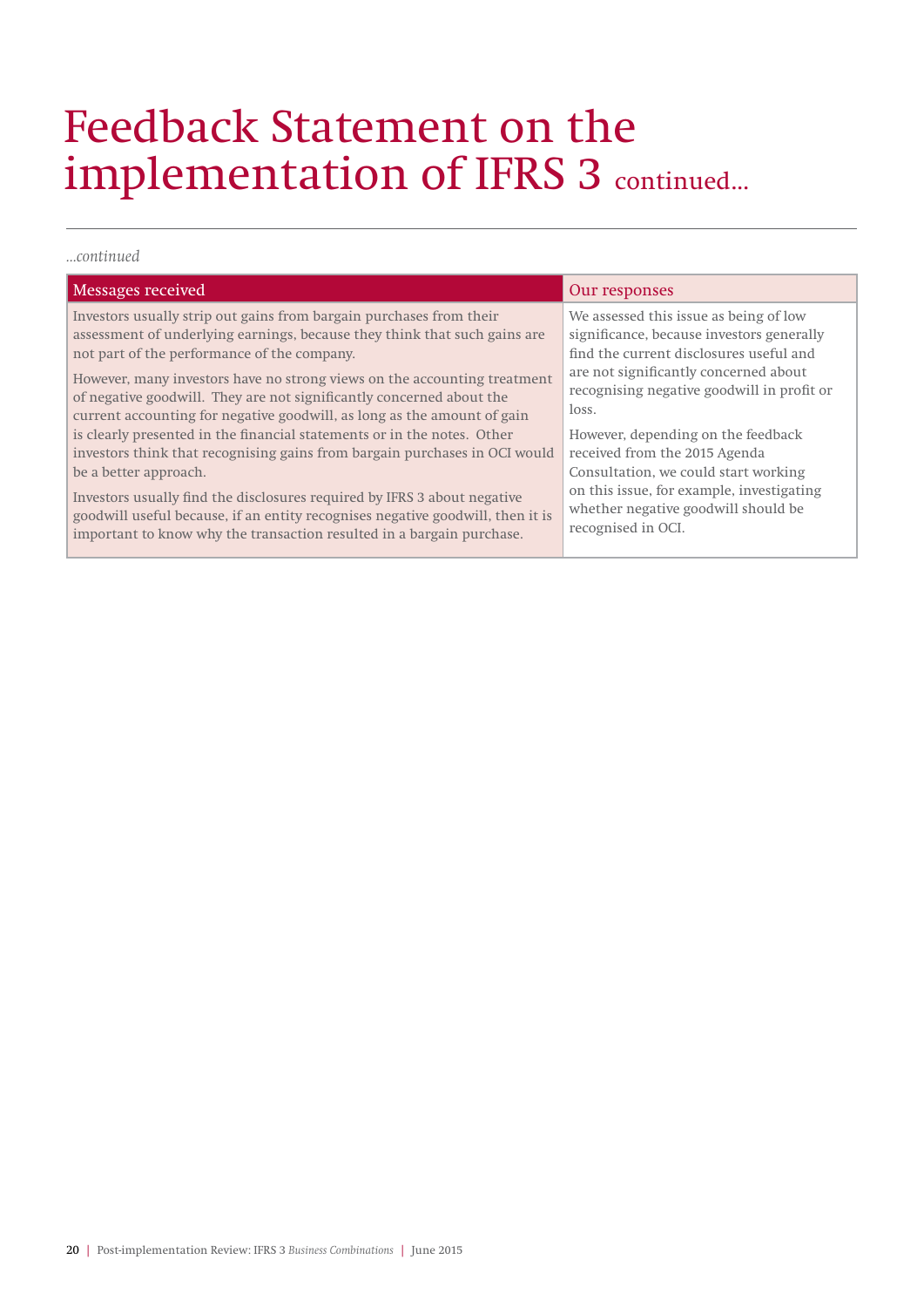# Feedback Statement on the implementation of IFRS 3 continued...

*...continued*

| Messages received | Our responses |
| --- | --- |
| Investors usually strip out gains from bargain purchases from their assessment of underlying earnings, because they think that such gains are not part of the performance of the company.<br><br>However, many investors have no strong views on the accounting treatment of negative goodwill. They are not significantly concerned about the current accounting for negative goodwill, as long as the amount of gain is clearly presented in the financial statements or in the notes. Other investors think that recognising gains from bargain purchases in OCI would be a better approach.<br><br>Investors usually find the disclosures required by IFRS 3 about negative goodwill useful because, if an entity recognises negative goodwill, then it is important to know why the transaction resulted in a bargain purchase. | We assessed this issue as being of low significance, because investors generally find the current disclosures useful and are not significantly concerned about recognising negative goodwill in profit or loss.<br><br>However, depending on the feedback received from the 2015 Agenda Consultation, we could start working on this issue, for example, investigating whether negative goodwill should be recognised in OCI. |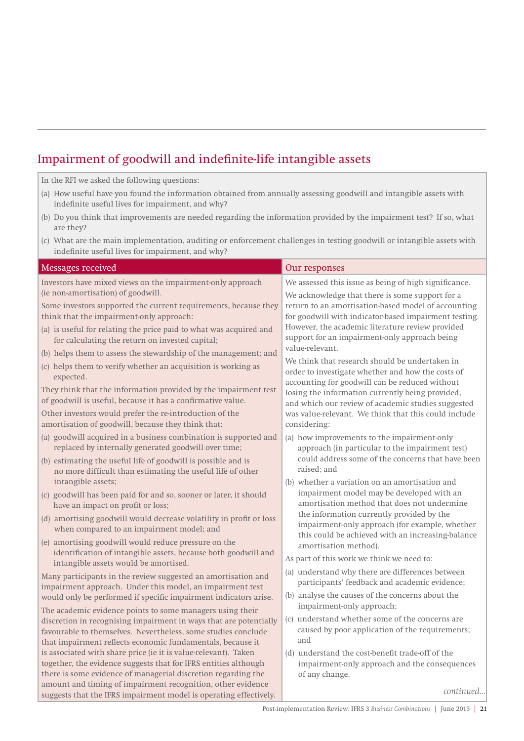## Impairment of goodwill and indefinite-life intangible assets

In the RFI we asked the following questions:

(a) How useful have you found the information obtained from annually assessing goodwill and intangible assets with indefinite useful lives for impairment, and why?

(b) Do you think that improvements are needed regarding the information provided by the impairment test? If so, what are they?

(c) What are the main implementation, auditing or enforcement challenges in testing goodwill or intangible assets with indefinite useful lives for impairment, and why?

| Messages received | Our responses |
|---|---|
| Investors have mixed views on the impairment-only approach (ie non-amortisation) of goodwill.<br><br>Some investors supported the current requirements, because they think that the impairment-only approach:<br>(a) is useful for relating the price paid to what was acquired and for calculating the return on invested capital;<br>(b) helps them to assess the stewardship of the management; and<br>(c) helps them to verify whether an acquisition is working as expected.<br><br>They think that the information provided by the impairment test of goodwill is useful, because it has a confirmative value.<br><br>Other investors would prefer the re-introduction of the amortisation of goodwill, because they think that:<br>(a) goodwill acquired in a business combination is supported and replaced by internally generated goodwill over time;<br>(b) estimating the useful life of goodwill is possible and is no more difficult than estimating the useful life of other intangible assets;<br>(c) goodwill has been paid for and so, sooner or later, it should have an impact on profit or loss;<br>(d) amortising goodwill would decrease volatility in profit or loss when compared to an impairment model; and<br>(e) amortising goodwill would reduce pressure on the identification of intangible assets, because both goodwill and intangible assets would be amortised.<br><br>Many participants in the review suggested an amortisation and impairment approach. Under this model, an impairment test would only be performed if specific impairment indicators arise.<br><br>The academic evidence points to some managers using their discretion in recognising impairment in ways that are potentially favourable to themselves. Nevertheless, some studies conclude that impairment reflects economic fundamentals, because it is associated with share price (ie it is value-relevant). Taken together, the evidence suggests that for IFRS entities although there is some evidence of managerial discretion regarding the amount and timing of impairment recognition, other evidence suggests that the IFRS impairment model is operating effectively. | We assessed this issue as being of high significance.<br><br>We acknowledge that there is some support for a return to an amortisation-based model of accounting for goodwill with indicator-based impairment testing. However, the academic literature review provided support for an impairment-only approach being value-relevant.<br><br>We think that research should be undertaken in order to investigate whether and how the costs of accounting for goodwill can be reduced without losing the information currently being provided, and which our review of academic studies suggested was value-relevant. We think that this could include considering:<br>(a) how improvements to the impairment-only approach (in particular to the impairment test) could address some of the concerns that have been raised; and<br>(b) whether a variation on an amortisation and impairment model may be developed with an amortisation method that does not undermine the information currently provided by the impairment-only approach (for example, whether this could be achieved with an increasing-balance amortisation method).<br><br>As part of this work we think we need to:<br>(a) understand why there are differences between participants' feedback and academic evidence;<br>(b) analyse the causes of the concerns about the impairment-only approach;<br>(c) understand whether some of the concerns are caused by poor application of the requirements; and<br>(d) understand the cost-benefit trade-off of the impairment-only approach and the consequences of any change.<br><br>*continued...* |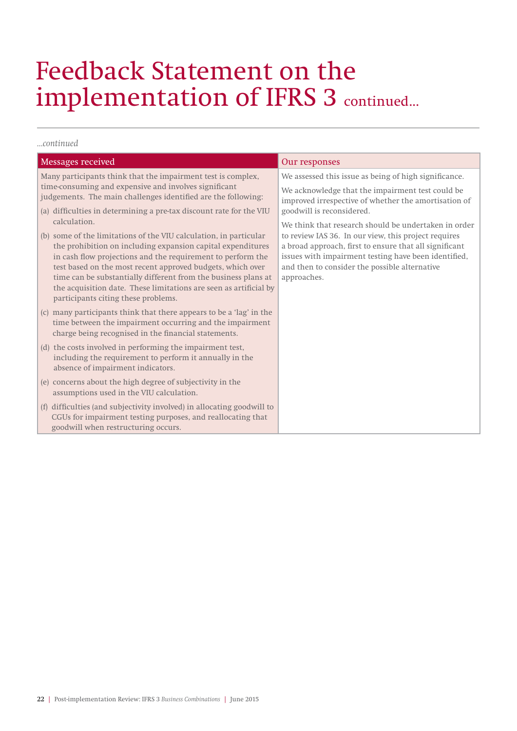# Feedback Statement on the implementation of IFRS 3 continued...

*...continued*

| Messages received | Our responses |
|---|---|
| Many participants think that the impairment test is complex, time-consuming and expensive and involves significant judgements. The main challenges identified are the following:<br>(a) difficulties in determining a pre-tax discount rate for the VIU calculation.<br>(b) some of the limitations of the VIU calculation, in particular the prohibition on including expansion capital expenditures in cash flow projections and the requirement to perform the test based on the most recent approved budgets, which over time can be substantially different from the business plans at the acquisition date. These limitations are seen as artificial by participants citing these problems.<br>(c) many participants think that there appears to be a 'lag' in the time between the impairment occurring and the impairment charge being recognised in the financial statements.<br>(d) the costs involved in performing the impairment test, including the requirement to perform it annually in the absence of impairment indicators.<br>(e) concerns about the high degree of subjectivity in the assumptions used in the VIU calculation.<br>(f) difficulties (and subjectivity involved) in allocating goodwill to CGUs for impairment testing purposes, and reallocating that goodwill when restructuring occurs. | We assessed this issue as being of high significance.<br>We acknowledge that the impairment test could be improved irrespective of whether the amortisation of goodwill is reconsidered.<br>We think that research should be undertaken in order to review IAS 36. In our view, this project requires a broad approach, first to ensure that all significant issues with impairment testing have been identified, and then to consider the possible alternative approaches. |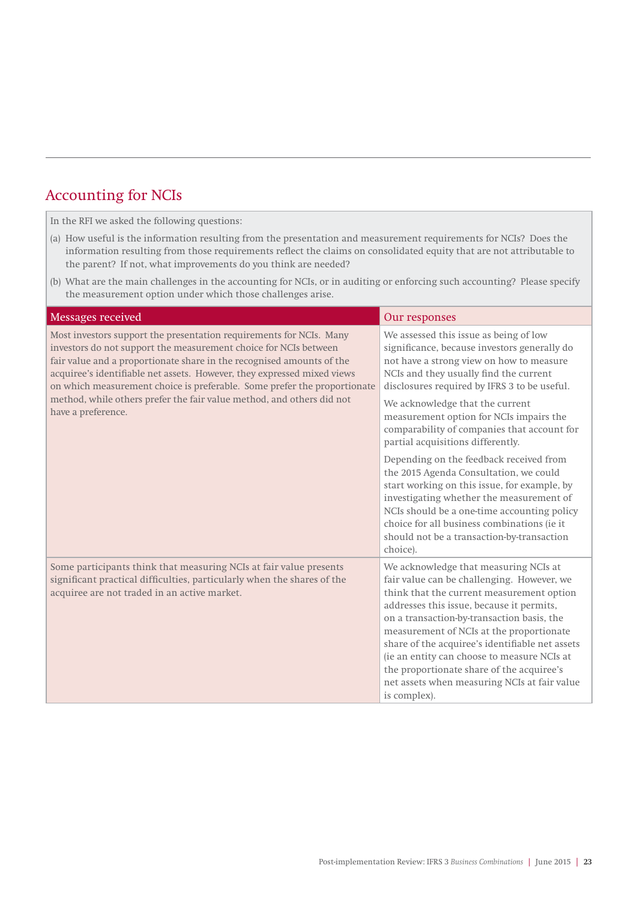## Accounting for NCIs

In the RFI we asked the following questions:

(a) How useful is the information resulting from the presentation and measurement requirements for NCIs? Does the information resulting from those requirements reflect the claims on consolidated equity that are not attributable to the parent? If not, what improvements do you think are needed?

(b) What are the main challenges in the accounting for NCIs, or in auditing or enforcing such accounting? Please specify the measurement option under which those challenges arise.

| Messages received | Our responses |
|---|---|
| Most investors support the presentation requirements for NCIs. Many investors do not support the measurement choice for NCIs between fair value and a proportionate share in the recognised amounts of the acquiree's identifiable net assets. However, they expressed mixed views on which measurement choice is preferable. Some prefer the proportionate method, while others prefer the fair value method, and others did not have a preference. | We assessed this issue as being of low significance, because investors generally do not have a strong view on how to measure NCIs and they usually find the current disclosures required by IFRS 3 to be useful. <br><br> We acknowledge that the current measurement option for NCIs impairs the comparability of companies that account for partial acquisitions differently. <br><br> Depending on the feedback received from the 2015 Agenda Consultation, we could start working on this issue, for example, by investigating whether the measurement of NCIs should be a one-time accounting policy choice for all business combinations (ie it should not be a transaction-by-transaction choice). |
| Some participants think that measuring NCIs at fair value presents significant practical difficulties, particularly when the shares of the acquiree are not traded in an active market. | We acknowledge that measuring NCIs at fair value can be challenging. However, we think that the current measurement option addresses this issue, because it permits, on a transaction-by-transaction basis, the measurement of NCIs at the proportionate share of the acquiree's identifiable net assets (ie an entity can choose to measure NCIs at the proportionate share of the acquiree's net assets when measuring NCIs at fair value is complex). |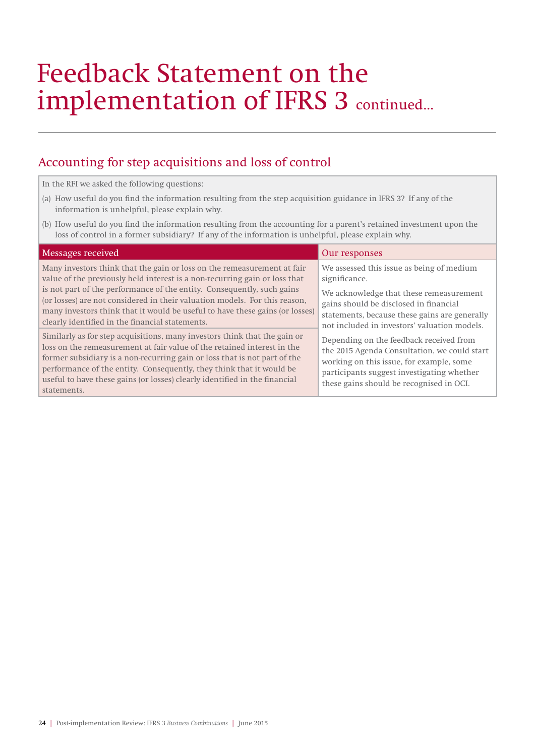# Feedback Statement on the implementation of IFRS 3 continued...

## Accounting for step acquisitions and loss of control

In the RFI we asked the following questions:

(a) How useful do you find the information resulting from the step acquisition guidance in IFRS 3? If any of the information is unhelpful, please explain why.

(b) How useful do you find the information resulting from the accounting for a parent's retained investment upon the loss of control in a former subsidiary? If any of the information is unhelpful, please explain why.

| Messages received | Our responses |
| --- | --- |
| Many investors think that the gain or loss on the remeasurement at fair value of the previously held interest is a non-recurring gain or loss that is not part of the performance of the entity. Consequently, such gains (or losses) are not considered in their valuation models. For this reason, many investors think that it would be useful to have these gains (or losses) clearly identified in the financial statements. | We assessed this issue as being of medium significance.<br><br>We acknowledge that these remeasurement gains should be disclosed in financial statements, because these gains are generally not included in investors' valuation models.<br><br>Depending on the feedback received from the 2015 Agenda Consultation, we could start working on this issue, for example, some participants suggest investigating whether these gains should be recognised in OCI. |
| Similarly as for step acquisitions, many investors think that the gain or loss on the remeasurement at fair value of the retained interest in the former subsidiary is a non-recurring gain or loss that is not part of the performance of the entity. Consequently, they think that it would be useful to have these gains (or losses) clearly identified in the financial statements. | |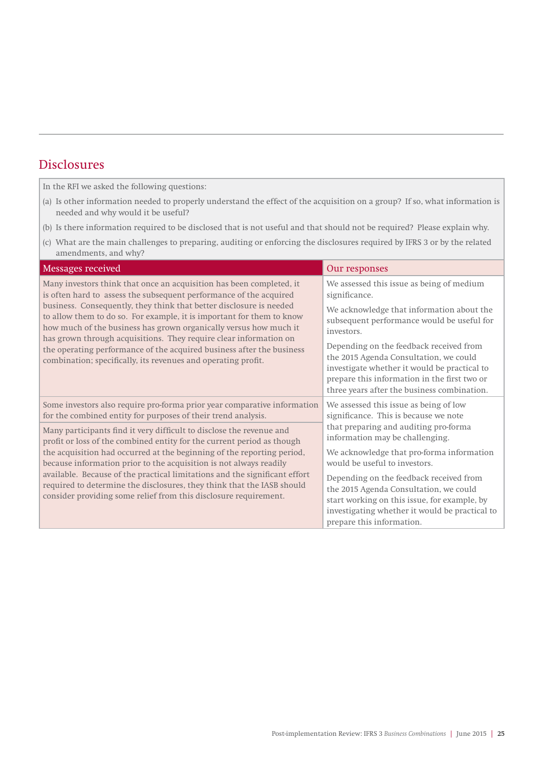## Disclosures

In the RFI we asked the following questions:

(a) Is other information needed to properly understand the effect of the acquisition on a group? If so, what information is needed and why would it be useful?

(b) Is there information required to be disclosed that is not useful and that should not be required? Please explain why.

(c) What are the main challenges to preparing, auditing or enforcing the disclosures required by IFRS 3 or by the related amendments, and why?

| Messages received | Our responses |
|---|---|
| Many investors think that once an acquisition has been completed, it is often hard to assess the subsequent performance of the acquired business. Consequently, they think that better disclosure is needed to allow them to do so. For example, it is important for them to know how much of the business has grown organically versus how much it has grown through acquisitions. They require clear information on the operating performance of the acquired business after the business combination; specifically, its revenues and operating profit. | We assessed this issue as being of medium significance.<br><br>We acknowledge that information about the subsequent performance would be useful for investors.<br><br>Depending on the feedback received from the 2015 Agenda Consultation, we could investigate whether it would be practical to prepare this information in the first two or three years after the business combination. |
| Some investors also require pro-forma prior year comparative information for the combined entity for purposes of their trend analysis.<br><br>Many participants find it very difficult to disclose the revenue and profit or loss of the combined entity for the current period as though the acquisition had occurred at the beginning of the reporting period, because information prior to the acquisition is not always readily available. Because of the practical limitations and the significant effort required to determine the disclosures, they think that the IASB should consider providing some relief from this disclosure requirement. | We assessed this issue as being of low significance. This is because we note that preparing and auditing pro-forma information may be challenging.<br><br>We acknowledge that pro-forma information would be useful to investors.<br><br>Depending on the feedback received from the 2015 Agenda Consultation, we could start working on this issue, for example, by investigating whether it would be practical to prepare this information. |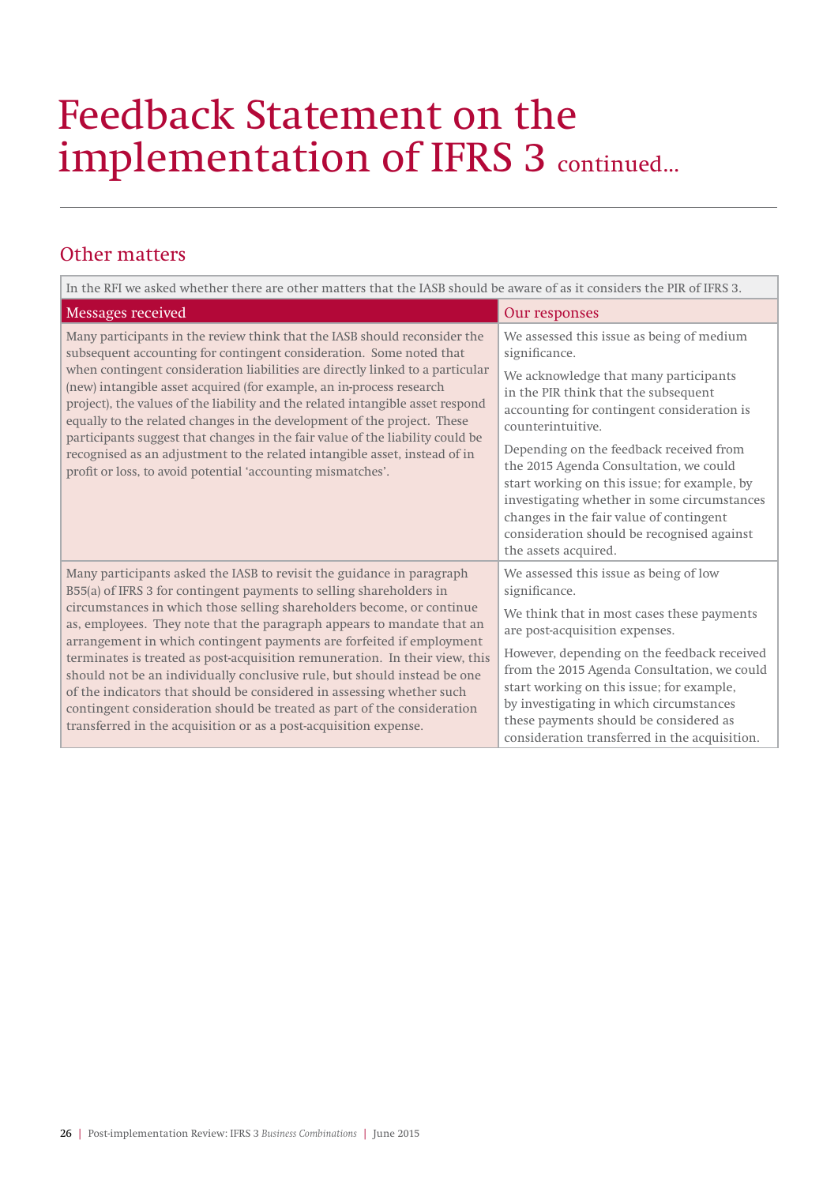# Feedback Statement on the implementation of IFRS 3 continued...

## Other matters

| In the RFI we asked whether there are other matters that the IASB should be aware of as it considers the PIR of IFRS 3. | |
|---|---|
| **Messages received** | **Our responses** |
| Many participants in the review think that the IASB should reconsider the subsequent accounting for contingent consideration. Some noted that when contingent consideration liabilities are directly linked to a particular (new) intangible asset acquired (for example, an in-process research project), the values of the liability and the related intangible asset respond equally to the related changes in the development of the project. These participants suggest that changes in the fair value of the liability could be recognised as an adjustment to the related intangible asset, instead of in profit or loss, to avoid potential 'accounting mismatches'. | We assessed this issue as being of medium significance.<br><br>We acknowledge that many participants in the PIR think that the subsequent accounting for contingent consideration is counterintuitive.<br><br>Depending on the feedback received from the 2015 Agenda Consultation, we could start working on this issue; for example, by investigating whether in some circumstances changes in the fair value of contingent consideration should be recognised against the assets acquired. |
| Many participants asked the IASB to revisit the guidance in paragraph B55(a) of IFRS 3 for contingent payments to selling shareholders in circumstances in which those selling shareholders become, or continue as, employees. They note that the paragraph appears to mandate that an arrangement in which contingent payments are forfeited if employment terminates is treated as post-acquisition remuneration. In their view, this should not be an individually conclusive rule, but should instead be one of the indicators that should be considered in assessing whether such contingent consideration should be treated as part of the consideration transferred in the acquisition or as a post-acquisition expense. | We assessed this issue as being of low significance.<br><br>We think that in most cases these payments are post-acquisition expenses.<br><br>However, depending on the feedback received from the 2015 Agenda Consultation, we could start working on this issue; for example, by investigating in which circumstances these payments should be considered as consideration transferred in the acquisition. |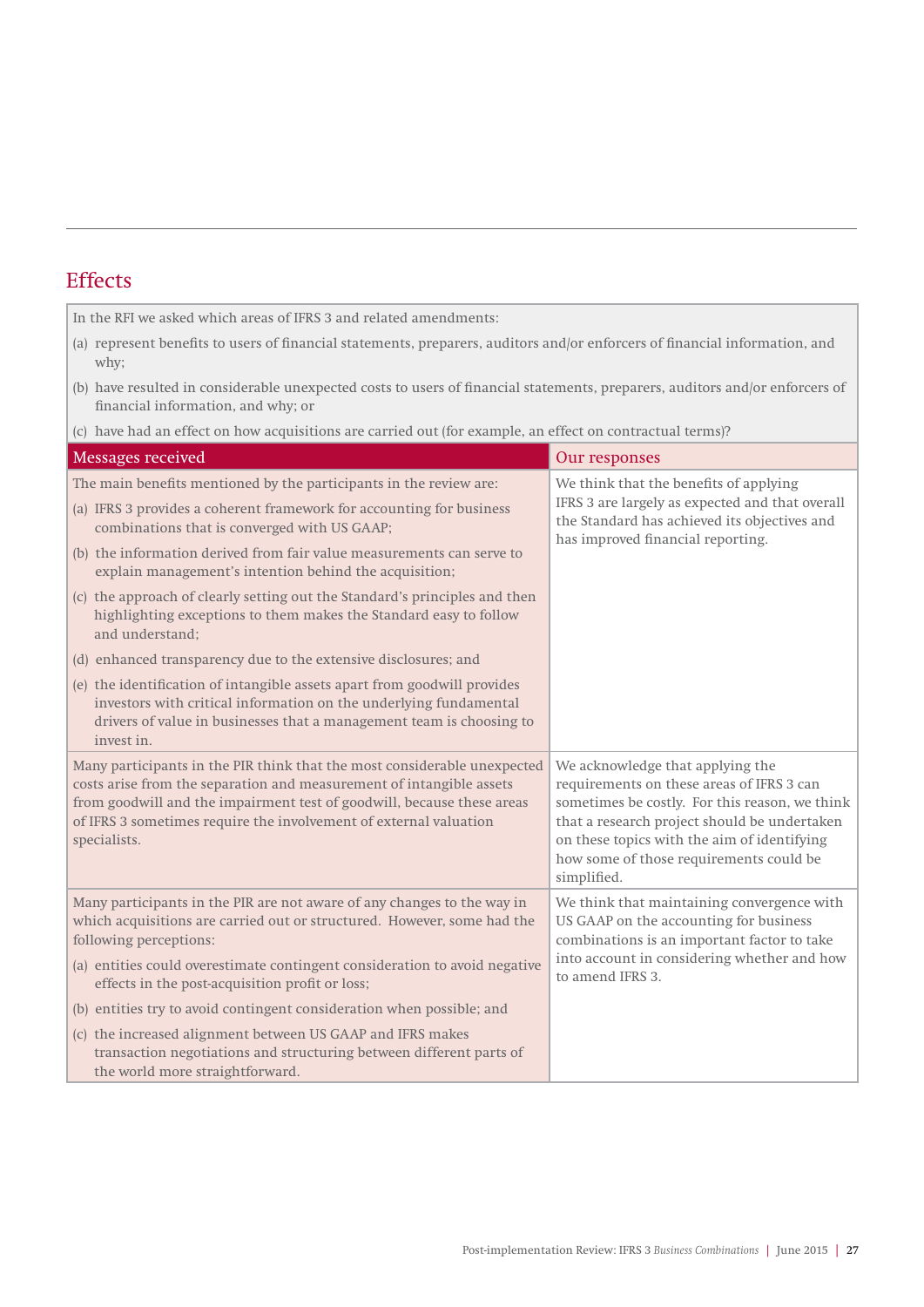## Effects

In the RFI we asked which areas of IFRS 3 and related amendments:

(a) represent benefits to users of financial statements, preparers, auditors and/or enforcers of financial information, and why;

(b) have resulted in considerable unexpected costs to users of financial statements, preparers, auditors and/or enforcers of financial information, and why; or

(c) have had an effect on how acquisitions are carried out (for example, an effect on contractual terms)?

| Messages received | Our responses |
|---|---|
| The main benefits mentioned by the participants in the review are:<br>(a) IFRS 3 provides a coherent framework for accounting for business combinations that is converged with US GAAP;<br>(b) the information derived from fair value measurements can serve to explain management's intention behind the acquisition;<br>(c) the approach of clearly setting out the Standard's principles and then highlighting exceptions to them makes the Standard easy to follow and understand;<br>(d) enhanced transparency due to the extensive disclosures; and<br>(e) the identification of intangible assets apart from goodwill provides investors with critical information on the underlying fundamental drivers of value in businesses that a management team is choosing to invest in. | We think that the benefits of applying IFRS 3 are largely as expected and that overall the Standard has achieved its objectives and has improved financial reporting. |
| Many participants in the PIR think that the most considerable unexpected costs arise from the separation and measurement of intangible assets from goodwill and the impairment test of goodwill, because these areas of IFRS 3 sometimes require the involvement of external valuation specialists. | We acknowledge that applying the requirements on these areas of IFRS 3 can sometimes be costly. For this reason, we think that a research project should be undertaken on these topics with the aim of identifying how some of those requirements could be simplified. |
| Many participants in the PIR are not aware of any changes to the way in which acquisitions are carried out or structured. However, some had the following perceptions:<br>(a) entities could overestimate contingent consideration to avoid negative effects in the post-acquisition profit or loss;<br>(b) entities try to avoid contingent consideration when possible; and<br>(c) the increased alignment between US GAAP and IFRS makes transaction negotiations and structuring between different parts of the world more straightforward. | We think that maintaining convergence with US GAAP on the accounting for business combinations is an important factor to take into account in considering whether and how to amend IFRS 3. |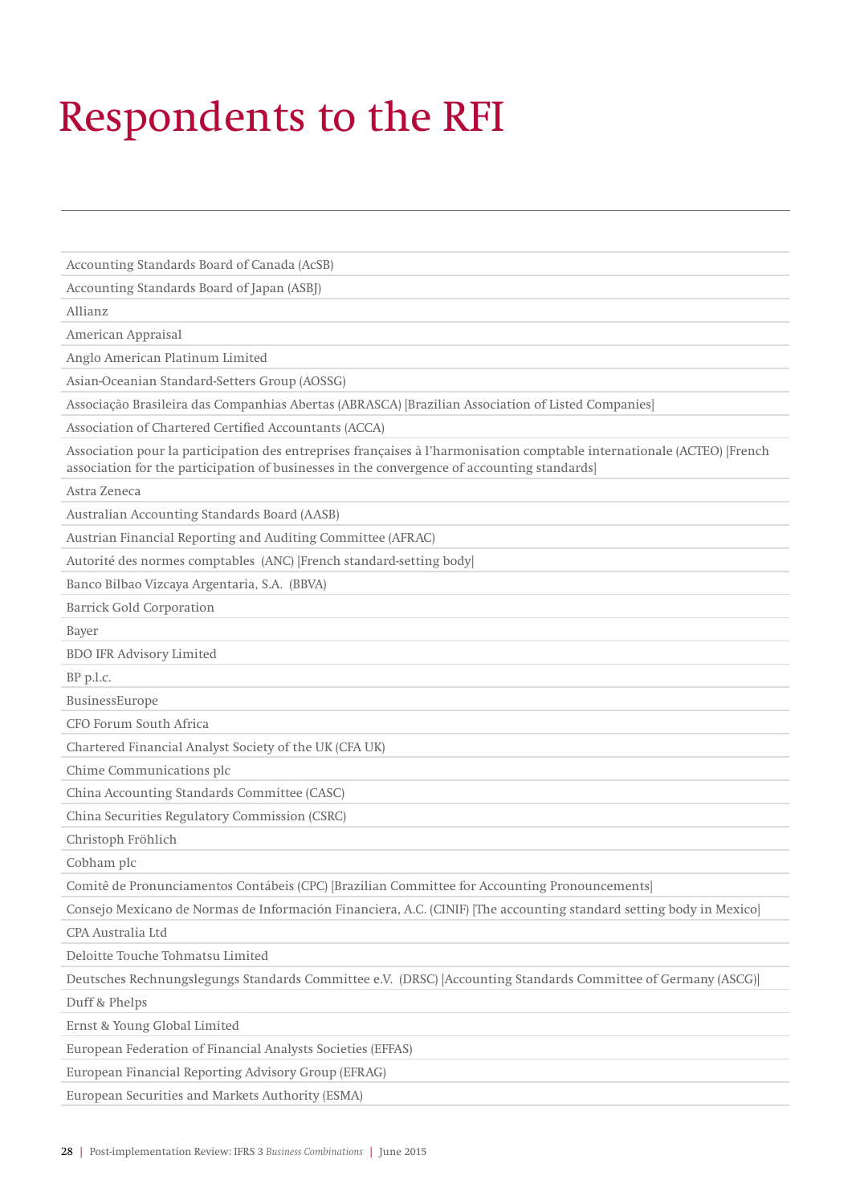# Respondents to the RFI

| |
|---|
| Accounting Standards Board of Canada (AcSB) |
| Accounting Standards Board of Japan (ASBJ) |
| Allianz |
| American Appraisal |
| Anglo American Platinum Limited |
| Asian-Oceanian Standard-Setters Group (AOSSG) |
| Associação Brasileira das Companhias Abertas (ABRASCA) [Brazilian Association of Listed Companies] |
| Association of Chartered Certified Accountants (ACCA) |
| Association pour la participation des entreprises françaises à l'harmonisation comptable internationale (ACTEO) [French association for the participation of businesses in the convergence of accounting standards] |
| Astra Zeneca |
| Australian Accounting Standards Board (AASB) |
| Austrian Financial Reporting and Auditing Committee (AFRAC) |
| Autorité des normes comptables (ANC) [French standard-setting body] |
| Banco Bilbao Vizcaya Argentaria, S.A. (BBVA) |
| Barrick Gold Corporation |
| Bayer |
| BDO IFR Advisory Limited |
| BP p.l.c. |
| BusinessEurope |
| CFO Forum South Africa |
| Chartered Financial Analyst Society of the UK (CFA UK) |
| Chime Communications plc |
| China Accounting Standards Committee (CASC) |
| China Securities Regulatory Commission (CSRC) |
| Christoph Fröhlich |
| Cobham plc |
| Comitê de Pronunciamentos Contábeis (CPC) [Brazilian Committee for Accounting Pronouncements] |
| Consejo Mexicano de Normas de Información Financiera, A.C. (CINIF) [The accounting standard setting body in Mexico] |
| CPA Australia Ltd |
| Deloitte Touche Tohmatsu Limited |
| Deutsches Rechnungslegungs Standards Committee e.V. (DRSC) [Accounting Standards Committee of Germany (ASCG)] |
| Duff & Phelps |
| Ernst & Young Global Limited |
| European Federation of Financial Analysts Societies (EFFAS) |
| European Financial Reporting Advisory Group (EFRAG) |
| European Securities and Markets Authority (ESMA) |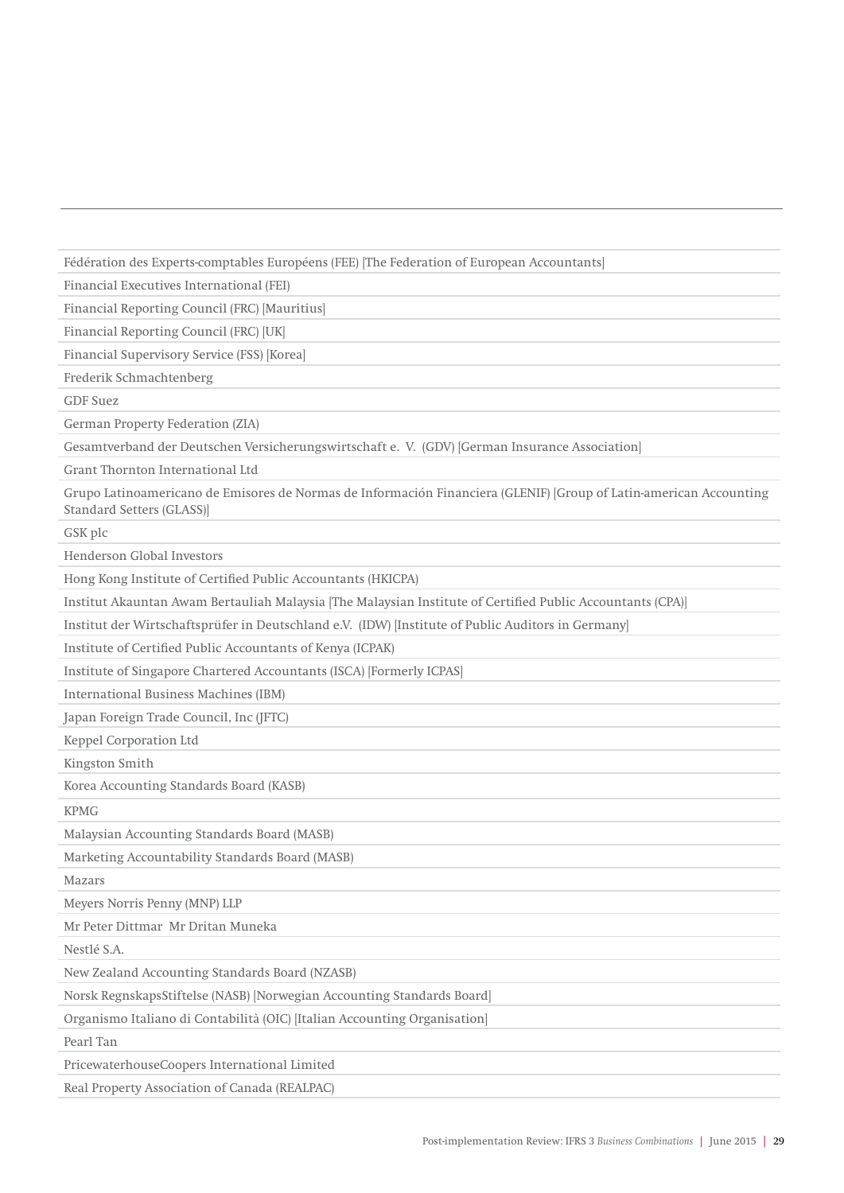| |
|---|
| Fédération des Experts-comptables Européens (FEE) [The Federation of European Accountants] |
| Financial Executives International (FEI) |
| Financial Reporting Council (FRC) [Mauritius] |
| Financial Reporting Council (FRC) [UK] |
| Financial Supervisory Service (FSS) [Korea] |
| Frederik Schmachtenberg |
| GDF Suez |
| German Property Federation (ZIA) |
| Gesamtverband der Deutschen Versicherungswirtschaft e. V. (GDV) [German Insurance Association] |
| Grant Thornton International Ltd |
| Grupo Latinoamericano de Emisores de Normas de Información Financiera (GLENIF) [Group of Latin-american Accounting Standard Setters (GLASS)] |
| GSK plc |
| Henderson Global Investors |
| Hong Kong Institute of Certified Public Accountants (HKICPA) |
| Institut Akauntan Awam Bertauliah Malaysia [The Malaysian Institute of Certified Public Accountants (CPA)] |
| Institut der Wirtschaftsprüfer in Deutschland e.V. (IDW) [Institute of Public Auditors in Germany] |
| Institute of Certified Public Accountants of Kenya (ICPAK) |
| Institute of Singapore Chartered Accountants (ISCA) [Formerly ICPAS] |
| International Business Machines (IBM) |
| Japan Foreign Trade Council, Inc (JFTC) |
| Keppel Corporation Ltd |
| Kingston Smith |
| Korea Accounting Standards Board (KASB) |
| KPMG |
| Malaysian Accounting Standards Board (MASB) |
| Marketing Accountability Standards Board (MASB) |
| Mazars |
| Meyers Norris Penny (MNP) LLP |
| Mr Peter Dittmar Mr Dritan Muneka |
| Nestlé S.A. |
| New Zealand Accounting Standards Board (NZASB) |
| Norsk RegnskapsStiftelse (NASB) [Norwegian Accounting Standards Board] |
| Organismo Italiano di Contabilità (OIC) [Italian Accounting Organisation] |
| Pearl Tan |
| PricewaterhouseCoopers International Limited |
| Real Property Association of Canada (REALPAC) |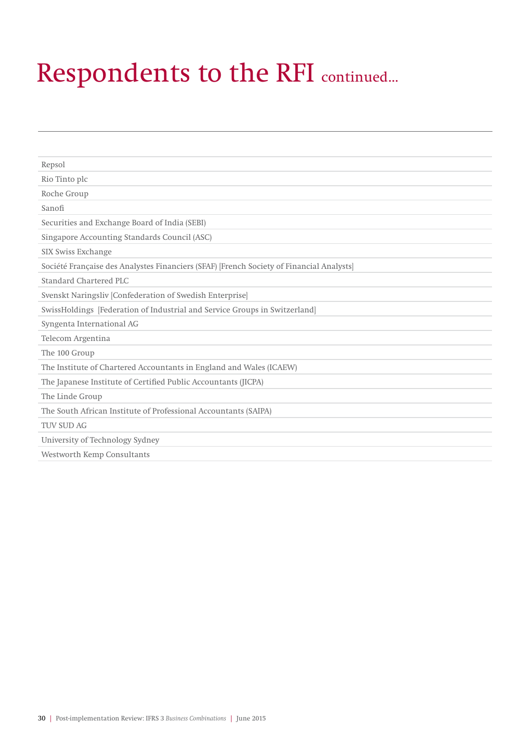# Respondents to the RFI continued...

| |
|---|
| Repsol |
| Rio Tinto plc |
| Roche Group |
| Sanofi |
| Securities and Exchange Board of India (SEBI) |
| Singapore Accounting Standards Council (ASC) |
| SIX Swiss Exchange |
| Société Française des Analystes Financiers (SFAF) [French Society of Financial Analysts] |
| Standard Chartered PLC |
| Svenskt Naringsliv [Confederation of Swedish Enterprise] |
| SwissHoldings [Federation of Industrial and Service Groups in Switzerland] |
| Syngenta International AG |
| Telecom Argentina |
| The 100 Group |
| The Institute of Chartered Accountants in England and Wales (ICAEW) |
| The Japanese Institute of Certified Public Accountants (JICPA) |
| The Linde Group |
| The South African Institute of Professional Accountants (SAIPA) |
| TUV SUD AG |
| University of Technology Sydney |
| Westworth Kemp Consultants |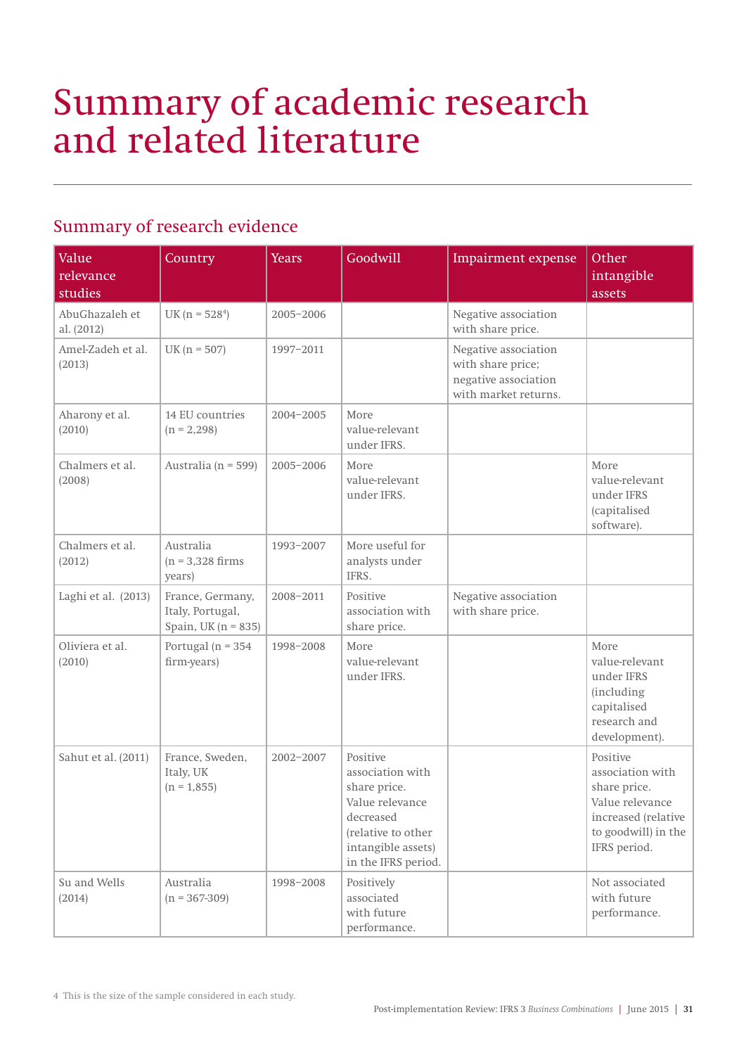# Summary of academic research and related literature

## Summary of research evidence

| Value relevance studies | Country | Years | Goodwill | Impairment expense | Other intangible assets |
|---|---|---|---|---|---|
| AbuGhazaleh et al. (2012) | UK (n = 528[4]) | 2005–2006 | | Negative association with share price. | |
| Amel-Zadeh et al. (2013) | UK (n = 507) | 1997–2011 | | Negative association with share price; negative association with market returns. | |
| Aharony et al. (2010) | 14 EU countries (n = 2,298) | 2004–2005 | More value-relevant under IFRS. | | |
| Chalmers et al. (2008) | Australia (n = 599) | 2005–2006 | More value-relevant under IFRS. | | More value-relevant under IFRS (capitalised software). |
| Chalmers et al. (2012) | Australia (n = 3,328 firms years) | 1993–2007 | More useful for analysts under IFRS. | | |
| Laghi et al. (2013) | France, Germany, Italy, Portugal, Spain, UK (n = 835) | 2008–2011 | Positive association with share price. | Negative association with share price. | |
| Oliviera et al. (2010) | Portugal (n = 354 firm-years) | 1998–2008 | More value-relevant under IFRS. | | More value-relevant under IFRS (including capitalised research and development). |
| Sahut et al. (2011) | France, Sweden, Italy, UK (n = 1,855) | 2002–2007 | Positive association with share price. Value relevance decreased (relative to other intangible assets) in the IFRS period. | | Positive association with share price. Value relevance increased (relative to goodwill) in the IFRS period. |
| Su and Wells (2014) | Australia (n = 367-309) | 1998–2008 | Positively associated with future performance. | | Not associated with future performance. |

4 This is the size of the sample considered in each study.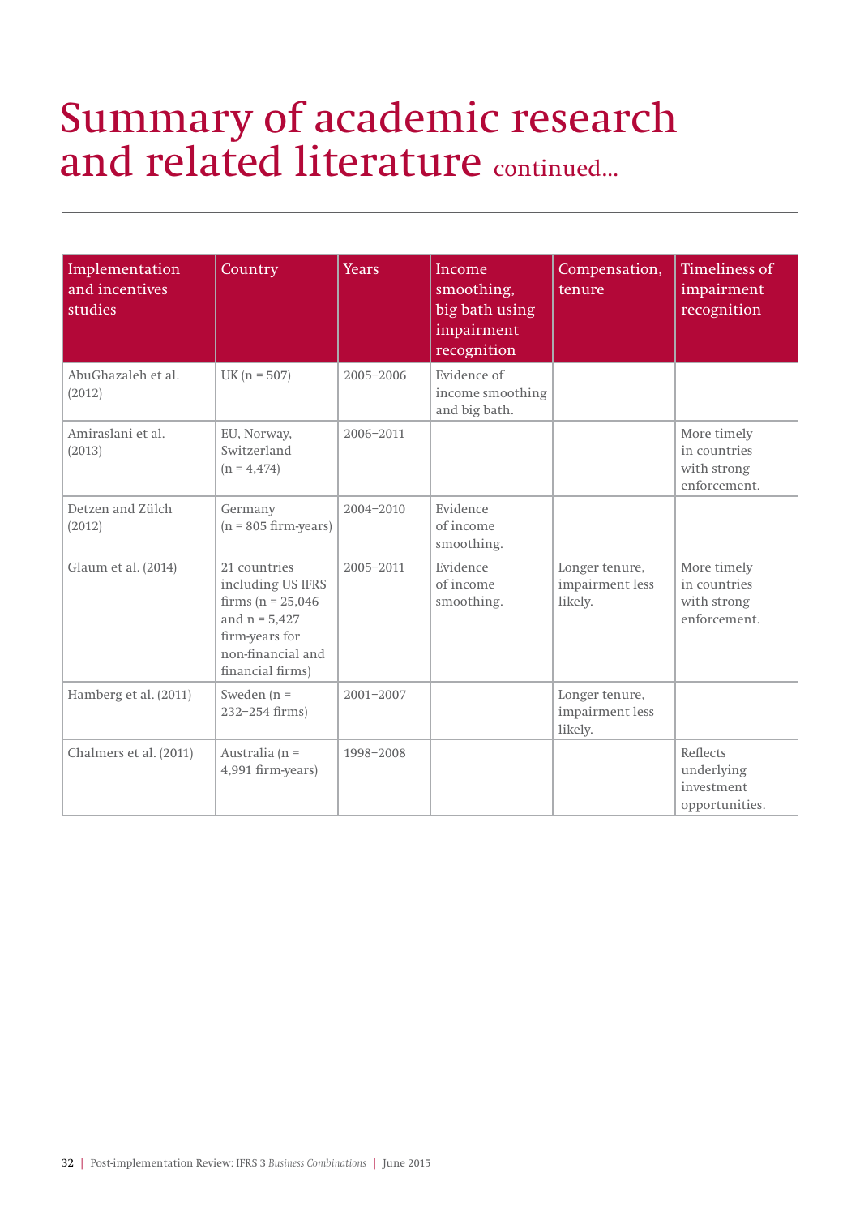# Summary of academic research and related literature continued...

| Implementation and incentives studies | Country | Years | Income smoothing, big bath using impairment recognition | Compensation, tenure | Timeliness of impairment recognition |
|---|---|---|---|---|---|
| AbuGhazaleh et al. (2012) | UK (n = 507) | 2005–2006 | Evidence of income smoothing and big bath. | | |
| Amiraslani et al. (2013) | EU, Norway, Switzerland (n = 4,474) | 2006–2011 | | | More timely in countries with strong enforcement. |
| Detzen and Zülch (2012) | Germany (n = 805 firm-years) | 2004–2010 | Evidence of income smoothing. | | |
| Glaum et al. (2014) | 21 countries including US IFRS firms (n = 25,046 and n = 5,427 firm-years for non-financial and financial firms) | 2005–2011 | Evidence of income smoothing. | Longer tenure, impairment less likely. | More timely in countries with strong enforcement. |
| Hamberg et al. (2011) | Sweden (n = 232–254 firms) | 2001–2007 | | Longer tenure, impairment less likely. | |
| Chalmers et al. (2011) | Australia (n = 4,991 firm-years) | 1998–2008 | | | Reflects underlying investment opportunities. |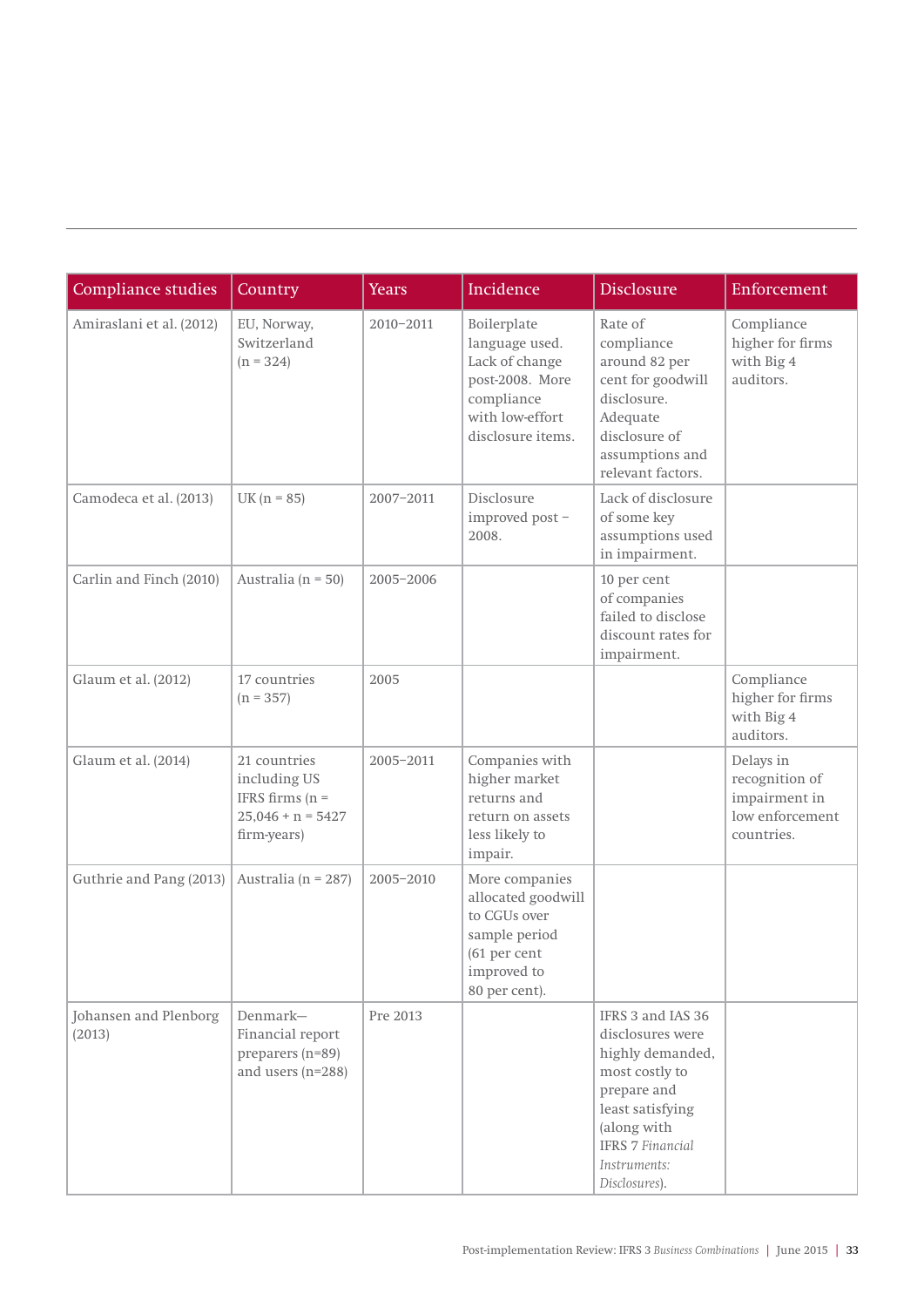| Compliance studies | Country | Years | Incidence | Disclosure | Enforcement |
|---|---|---|---|---|---|
| Amiraslani et al. (2012) | EU, Norway, Switzerland (n = 324) | 2010–2011 | Boilerplate language used. Lack of change post-2008. More compliance with low-effort disclosure items. | Rate of compliance around 82 per cent for goodwill disclosure. Adequate disclosure of assumptions and relevant factors. | Compliance higher for firms with Big 4 auditors. |
| Camodeca et al. (2013) | UK (n = 85) | 2007–2011 | Disclosure improved post – 2008. | Lack of disclosure of some key assumptions used in impairment. | |
| Carlin and Finch (2010) | Australia (n = 50) | 2005–2006 | | 10 per cent of companies failed to disclose discount rates for impairment. | |
| Glaum et al. (2012) | 17 countries (n = 357) | 2005 | | | Compliance higher for firms with Big 4 auditors. |
| Glaum et al. (2014) | 21 countries including US IFRS firms (n = 25,046 + n = 5427 firm-years) | 2005–2011 | Companies with higher market returns and return on assets less likely to impair. | | Delays in recognition of impairment in low enforcement countries. |
| Guthrie and Pang (2013) | Australia (n = 287) | 2005–2010 | More companies allocated goodwill to CGUs over sample period (61 per cent improved to 80 per cent). | | |
| Johansen and Plenborg (2013) | Denmark—Financial report preparers (n=89) and users (n=288) | Pre 2013 | | IFRS 3 and IAS 36 disclosures were highly demanded, most costly to prepare and least satisfying (along with IFRS 7 *Financial Instruments: Disclosures*). | |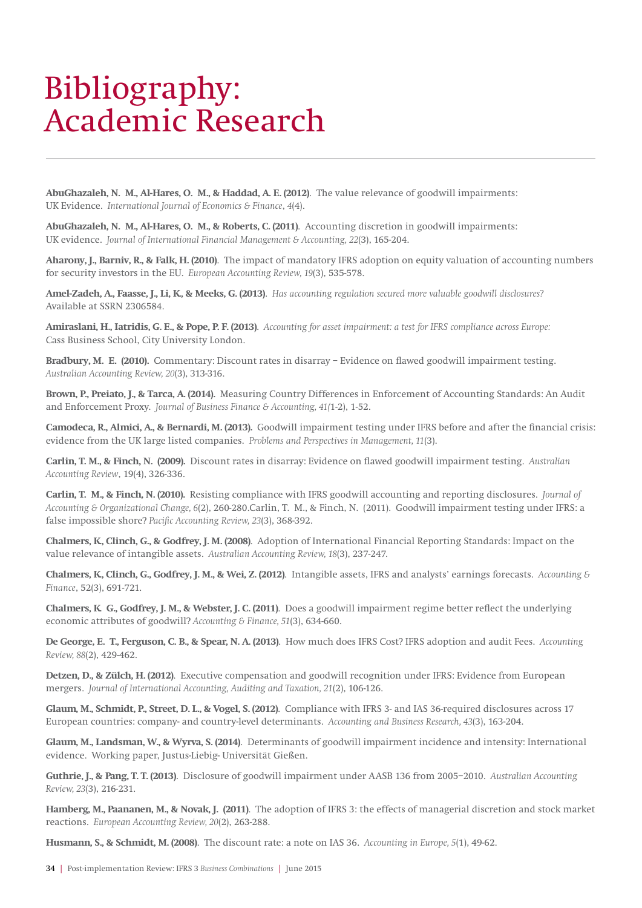# Bibliography: Academic Research

**AbuGhazaleh, N. M., Al-Hares, O. M., & Haddad, A. E. (2012)**. The value relevance of goodwill impairments: UK Evidence. *International Journal of Economics & Finance*, *4*(4).

**AbuGhazaleh, N. M., Al-Hares, O. M., & Roberts, C. (2011)**. Accounting discretion in goodwill impairments: UK evidence. *Journal of International Financial Management & Accounting, 22*(3), 165-204.

**Aharony, J., Barniv, R., & Falk, H. (2010)**. The impact of mandatory IFRS adoption on equity valuation of accounting numbers for security investors in the EU. *European Accounting Review, 19*(3), 535-578.

**Amel-Zadeh, A., Faasse, J., Li, K., & Meeks, G. (2013)**. *Has accounting regulation secured more valuable goodwill disclosures?* Available at SSRN 2306584.

**Amiraslani, H., Iatridis, G. E., & Pope, P. F. (2013)**. *Accounting for asset impairment: a test for IFRS compliance across Europe:* Cass Business School, City University London.

**Bradbury, M. E. (2010).** Commentary: Discount rates in disarray – Evidence on flawed goodwill impairment testing. *Australian Accounting Review, 20*(3), 313-316.

**Brown, P., Preiato, J., & Tarca, A. (2014).** Measuring Country Differences in Enforcement of Accounting Standards: An Audit and Enforcement Proxy. *Journal of Business Finance & Accounting, 41(*1-2), 1-52.

**Camodeca, R., Almici, A., & Bernardi, M. (2013).** Goodwill impairment testing under IFRS before and after the financial crisis: evidence from the UK large listed companies. *Problems and Perspectives in Management, 11*(3).

**Carlin, T. M., & Finch, N. (2009).** Discount rates in disarray: Evidence on flawed goodwill impairment testing. *Australian Accounting Review*, 19(4), 326-336.

**Carlin, T. M., & Finch, N. (2010).** Resisting compliance with IFRS goodwill accounting and reporting disclosures. *Journal of Accounting & Organizational Change, 6*(2), 260-280.Carlin, T. M., & Finch, N. (2011). Goodwill impairment testing under IFRS: a false impossible shore? *Pacific Accounting Review, 23*(3), 368-392.

**Chalmers, K., Clinch, G., & Godfrey, J. M. (2008)**. Adoption of International Financial Reporting Standards: Impact on the value relevance of intangible assets. *Australian Accounting Review, 18*(3), 237-247.

**Chalmers, K., Clinch, G., Godfrey, J. M., & Wei, Z. (2012)**. Intangible assets, IFRS and analysts' earnings forecasts. *Accounting & Finance*, 52(3), 691-721.

**Chalmers, K. G., Godfrey, J. M., & Webster, J. C. (2011)**. Does a goodwill impairment regime better reflect the underlying economic attributes of goodwill? *Accounting & Finance, 51*(3), 634-660.

**De George, E. T., Ferguson, C. B., & Spear, N. A. (2013)**. How much does IFRS Cost? IFRS adoption and audit Fees. *Accounting Review, 88*(2), 429-462.

**Detzen, D., & Zülch, H. (2012)**. Executive compensation and goodwill recognition under IFRS: Evidence from European mergers. *Journal of International Accounting, Auditing and Taxation, 21*(2), 106-126.

**Glaum, M., Schmidt, P., Street, D. L., & Vogel, S. (2012)**. Compliance with IFRS 3- and IAS 36-required disclosures across 17 European countries: company- and country-level determinants. *Accounting and Business Research, 43*(3), 163-204.

**Glaum, M., Landsman, W., & Wyrva, S. (2014)**. Determinants of goodwill impairment incidence and intensity: International evidence. Working paper, Justus-Liebig- Universität Gießen.

**Guthrie, J., & Pang, T. T. (2013)**. Disclosure of goodwill impairment under AASB 136 from 2005–2010. *Australian Accounting Review, 23*(3), 216-231.

**Hamberg, M., Paananen, M., & Novak, J. (2011)**. The adoption of IFRS 3: the effects of managerial discretion and stock market reactions. *European Accounting Review, 20*(2), 263-288.

**Husmann, S., & Schmidt, M. (2008)**. The discount rate: a note on IAS 36. *Accounting in Europe, 5*(1), 49-62.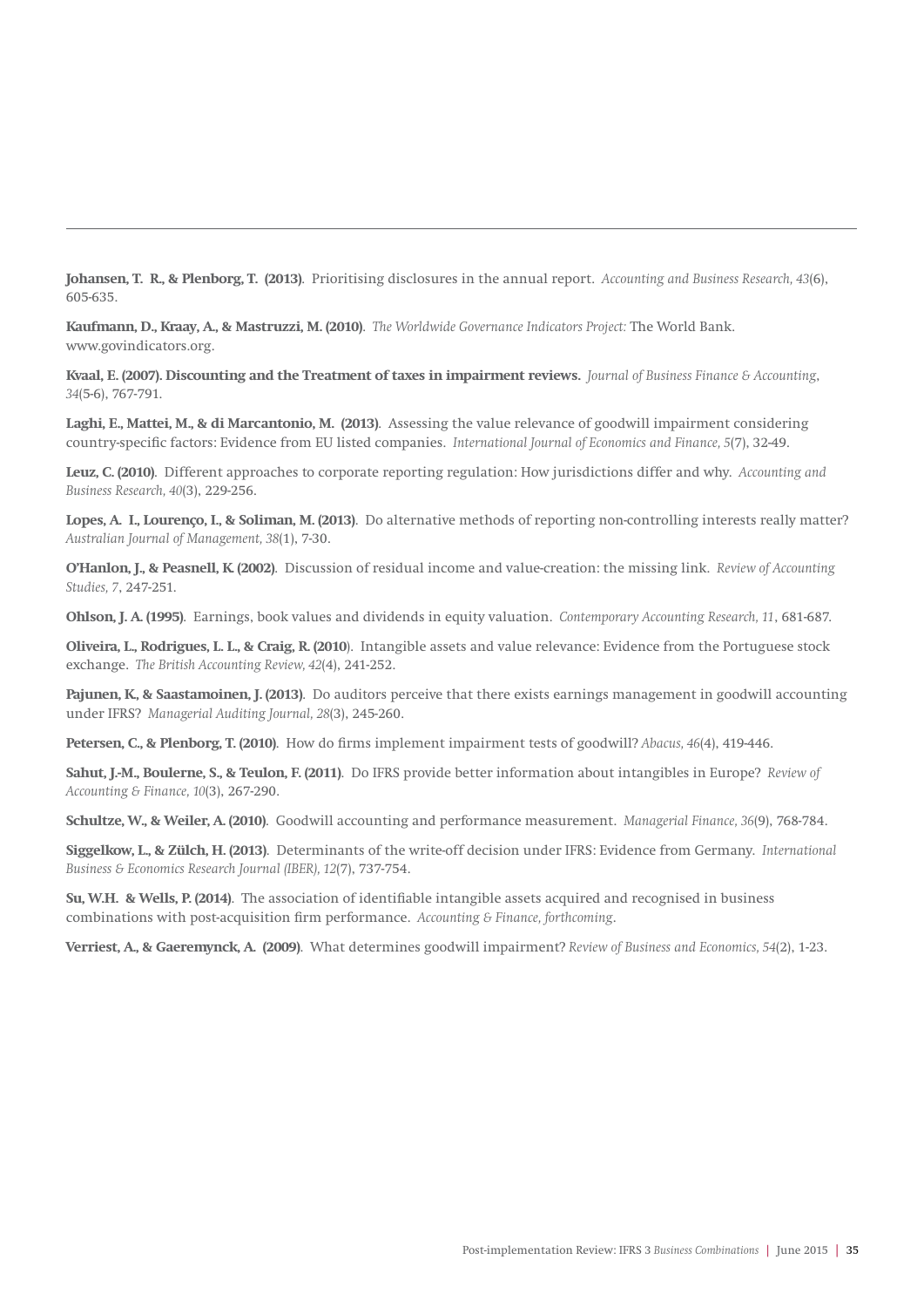**Johansen, T. R., & Plenborg, T. (2013)**. Prioritising disclosures in the annual report. *Accounting and Business Research, 43*(6), 605-635.

**Kaufmann, D., Kraay, A., & Mastruzzi, M. (2010)**. *The Worldwide Governance Indicators Project:* The World Bank. www.govindicators.org.

**Kvaal, E. (2007). Discounting and the Treatment of taxes in impairment reviews.** *Journal of Business Finance & Accounting, 34*(5-6), 767-791.

**Laghi, E., Mattei, M., & di Marcantonio, M. (2013)**. Assessing the value relevance of goodwill impairment considering country-specific factors: Evidence from EU listed companies. *International Journal of Economics and Finance, 5*(7), 32-49.

**Leuz, C. (2010)**. Different approaches to corporate reporting regulation: How jurisdictions differ and why. *Accounting and Business Research, 40*(3), 229-256.

**Lopes, A. I., Lourenço, I., & Soliman, M. (2013)**. Do alternative methods of reporting non-controlling interests really matter? *Australian Journal of Management, 38*(1), 7-30.

**O'Hanlon, J., & Peasnell, K. (2002)**. Discussion of residual income and value-creation: the missing link. *Review of Accounting Studies, 7*, 247-251.

**Ohlson, J. A. (1995)**. Earnings, book values and dividends in equity valuation. *Contemporary Accounting Research, 11*, 681-687.

**Oliveira, L., Rodrigues, L. L., & Craig, R. (2010)**. Intangible assets and value relevance: Evidence from the Portuguese stock exchange. *The British Accounting Review, 42*(4), 241-252.

**Pajunen, K., & Saastamoinen, J. (2013)**. Do auditors perceive that there exists earnings management in goodwill accounting under IFRS? *Managerial Auditing Journal, 28*(3), 245-260.

**Petersen, C., & Plenborg, T. (2010)**. How do firms implement impairment tests of goodwill? *Abacus, 46*(4), 419-446.

**Sahut, J.-M., Boulerne, S., & Teulon, F. (2011)**. Do IFRS provide better information about intangibles in Europe? *Review of Accounting & Finance, 10*(3), 267-290.

**Schultze, W., & Weiler, A. (2010)**. Goodwill accounting and performance measurement. *Managerial Finance, 36*(9), 768-784.

**Siggelkow, L., & Zülch, H. (2013)**. Determinants of the write-off decision under IFRS: Evidence from Germany. *International Business & Economics Research Journal (IBER), 12*(7), 737-754.

**Su, W.H. & Wells, P. (2014)**. The association of identifiable intangible assets acquired and recognised in business combinations with post-acquisition firm performance. *Accounting & Finance, forthcoming*.

**Verriest, A., & Gaeremynck, A. (2009)**. What determines goodwill impairment? *Review of Business and Economics, 54*(2), 1-23.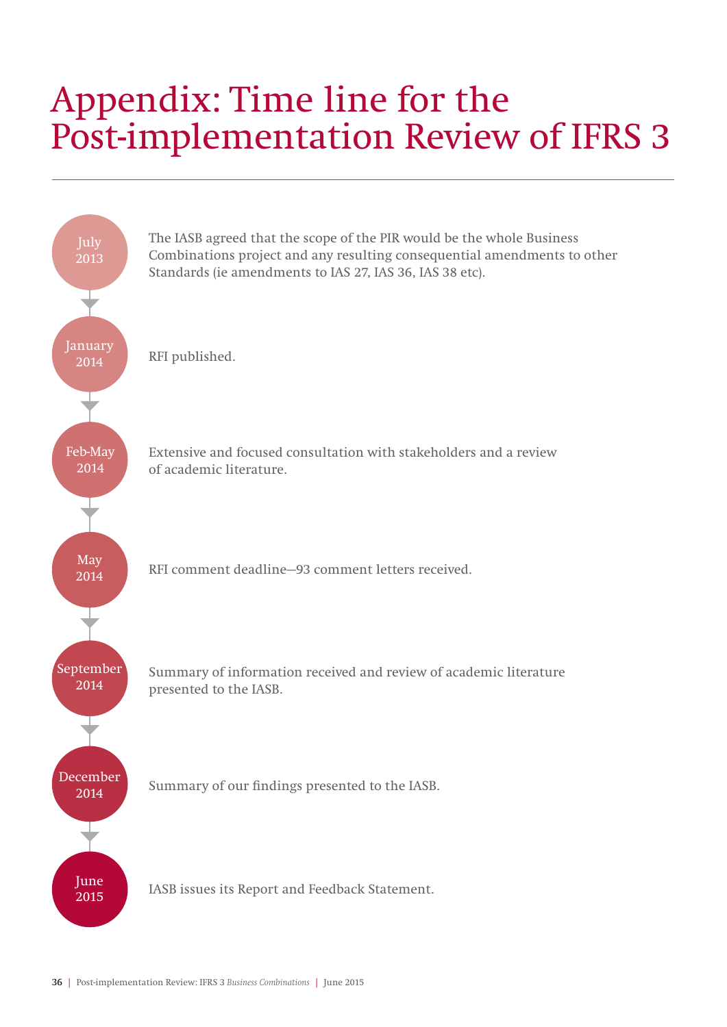# Appendix: Time line for the Post-implementation Review of IFRS 3

**July 2013**

The IASB agreed that the scope of the PIR would be the whole Business Combinations project and any resulting consequential amendments to other Standards (ie amendments to IAS 27, IAS 36, IAS 38 etc).

**January 2014**

RFI published.

**Feb-May 2014**

Extensive and focused consultation with stakeholders and a review of academic literature.

**May 2014**

RFI comment deadline—93 comment letters received.

**September 2014**

Summary of information received and review of academic literature presented to the IASB.

**December 2014**

Summary of our findings presented to the IASB.

**June 2015**

IASB issues its Report and Feedback Statement.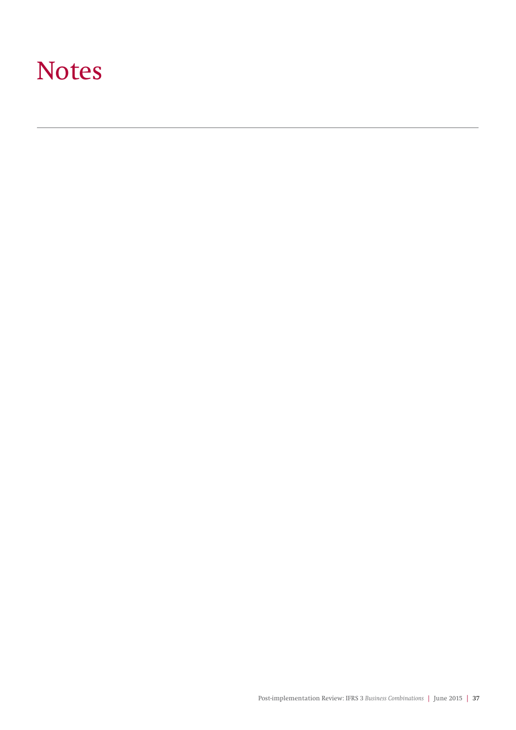# Notes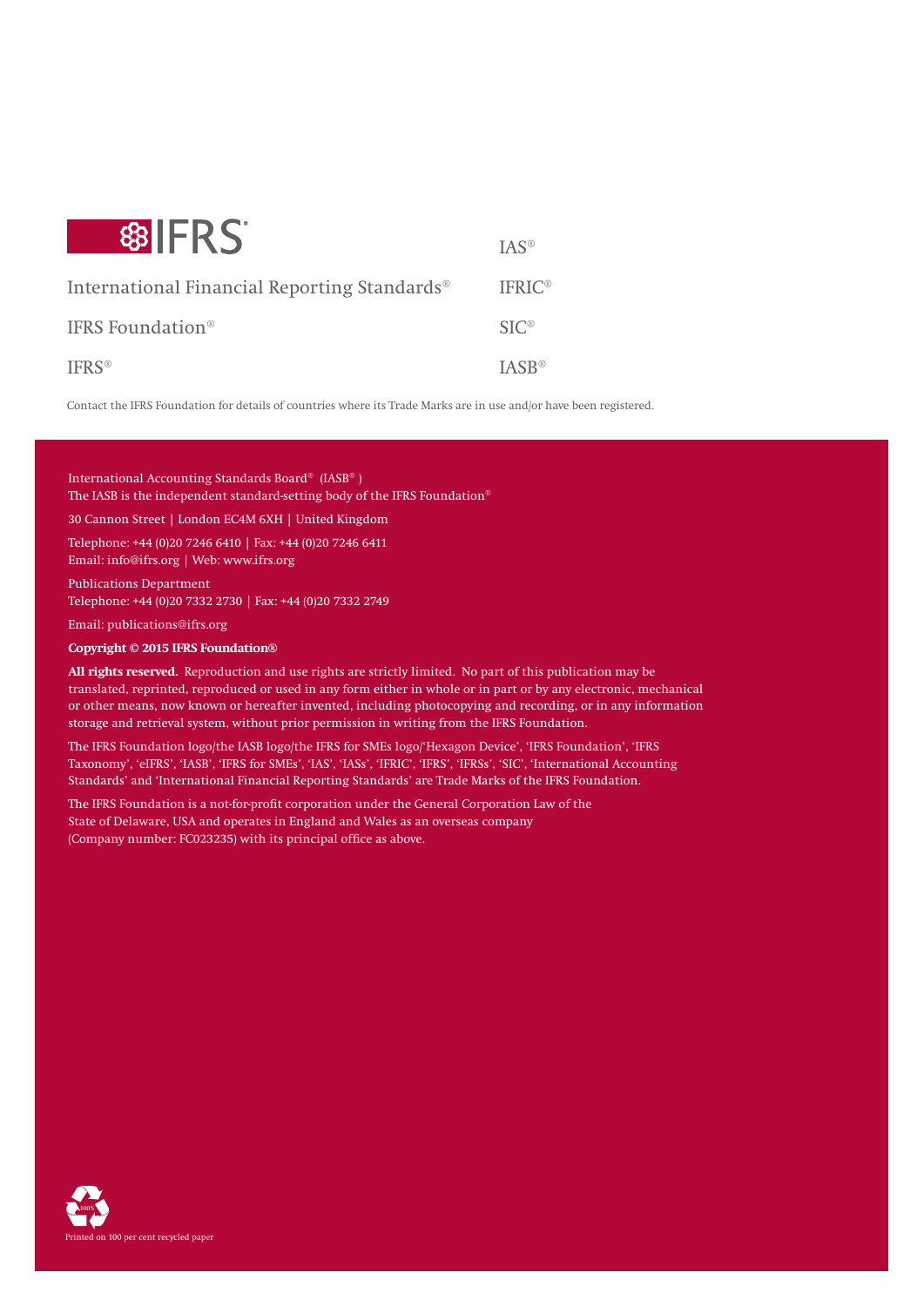IFRS®

International Financial Reporting Standards®

IFRS Foundation®

IFRS®

IAS®

IFRIC®

SIC®

IASB®

Contact the IFRS Foundation for details of countries where its Trade Marks are in use and/or have been registered.

International Accounting Standards Board® (IASB®)
The IASB is the independent standard-setting body of the IFRS Foundation®

30 Cannon Street | London EC4M 6XH | United Kingdom

Telephone: +44 (0)20 7246 6410 | Fax: +44 (0)20 7246 6411
Email: info@ifrs.org | Web: www.ifrs.org

Publications Department
Telephone: +44 (0)20 7332 2730 | Fax: +44 (0)20 7332 2749

Email: publications@ifrs.org

**Copyright © 2015 IFRS Foundation®**

**All rights reserved.** Reproduction and use rights are strictly limited. No part of this publication may be translated, reprinted, reproduced or used in any form either in whole or in part or by any electronic, mechanical or other means, now known or hereafter invented, including photocopying and recording, or in any information storage and retrieval system, without prior permission in writing from the IFRS Foundation.

The IFRS Foundation logo/the IASB logo/the IFRS for SMEs logo/'Hexagon Device', 'IFRS Foundation', 'IFRS Taxonomy', 'eIFRS', 'IASB', 'IFRS for SMEs', 'IAS', 'IASs', 'IFRIC', 'IFRS', 'IFRSs', 'SIC', 'International Accounting Standards' and 'International Financial Reporting Standards' are Trade Marks of the IFRS Foundation.

The IFRS Foundation is a not-for-profit corporation under the General Corporation Law of the State of Delaware, USA and operates in England and Wales as an overseas company (Company number: FC023235) with its principal office as above.

100%

Printed on 100 per cent recycled paper